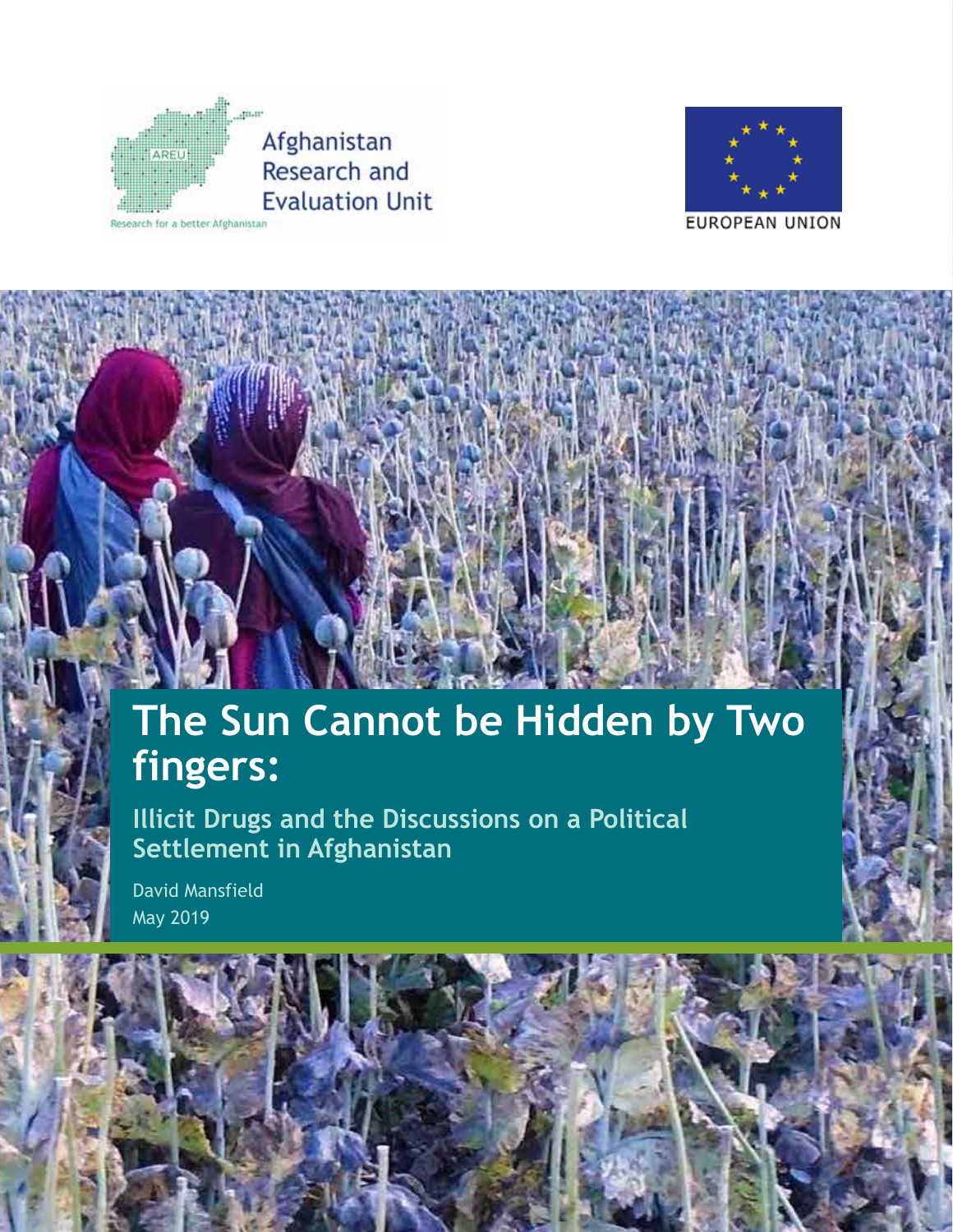Afghanistan Research and Evaluation Unit

Research for a better Afghanistan

EUROPEAN UNION

# The Sun Cannot be Hidden by Two fingers:

## Illicit Drugs and the Discussions on a Political Settlement in Afghanistan

David Mansfield

May 2019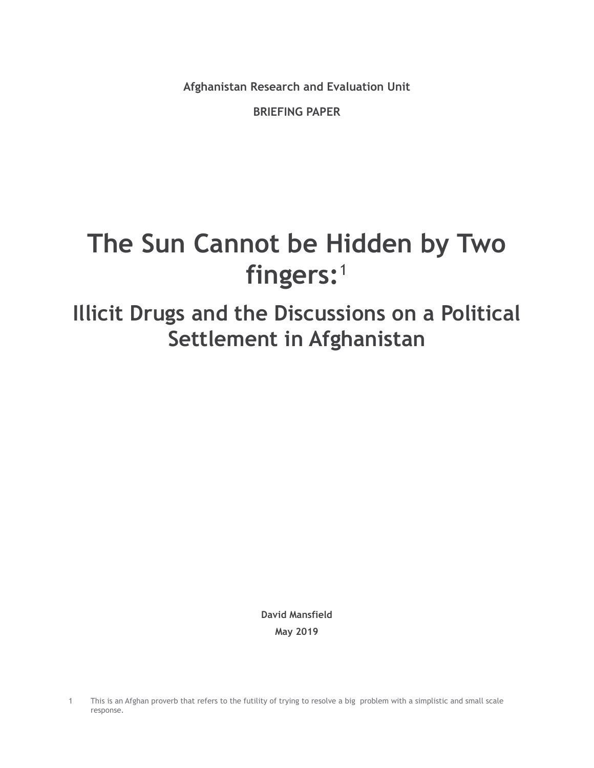Afghanistan Research and Evaluation Unit

BRIEFING PAPER

# The Sun Cannot be Hidden by Two fingers:[1]

## Illicit Drugs and the Discussions on a Political Settlement in Afghanistan

**David Mansfield**

**May 2019**

1 This is an Afghan proverb that refers to the futility of trying to resolve a big problem with a simplistic and small scale response.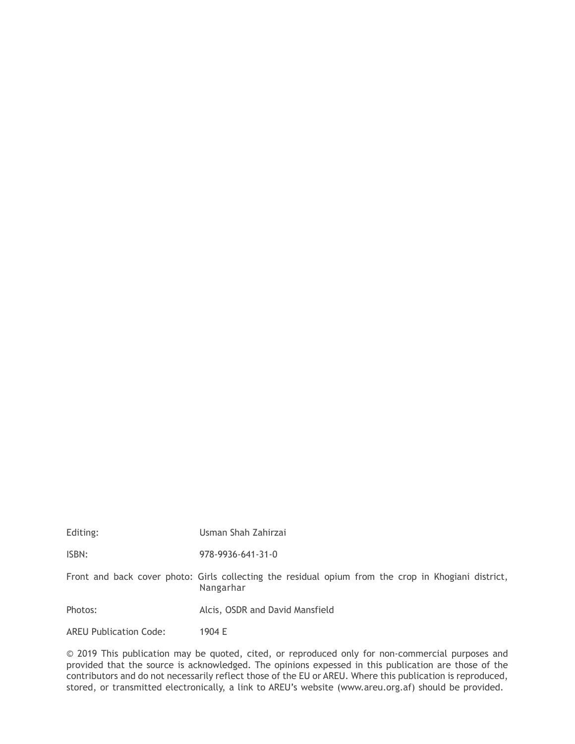| | |
|---|---|
| Editing: | Usman Shah Zahirzai |
| ISBN: | 978-9936-641-31-0 |
| Front and back cover photo: | Girls collecting the residual opium from the crop in Khogiani district, Nangarhar |
| Photos: | Alcis, OSDR and David Mansfield |
| AREU Publication Code: | 1904 E |

© 2019 This publication may be quoted, cited, or reproduced only for non-commercial purposes and provided that the source is acknowledged. The opinions expessed in this publication are those of the contributors and do not necessarily reflect those of the EU or AREU. Where this publication is reproduced, stored, or transmitted electronically, a link to AREU's website (www.areu.org.af) should be provided.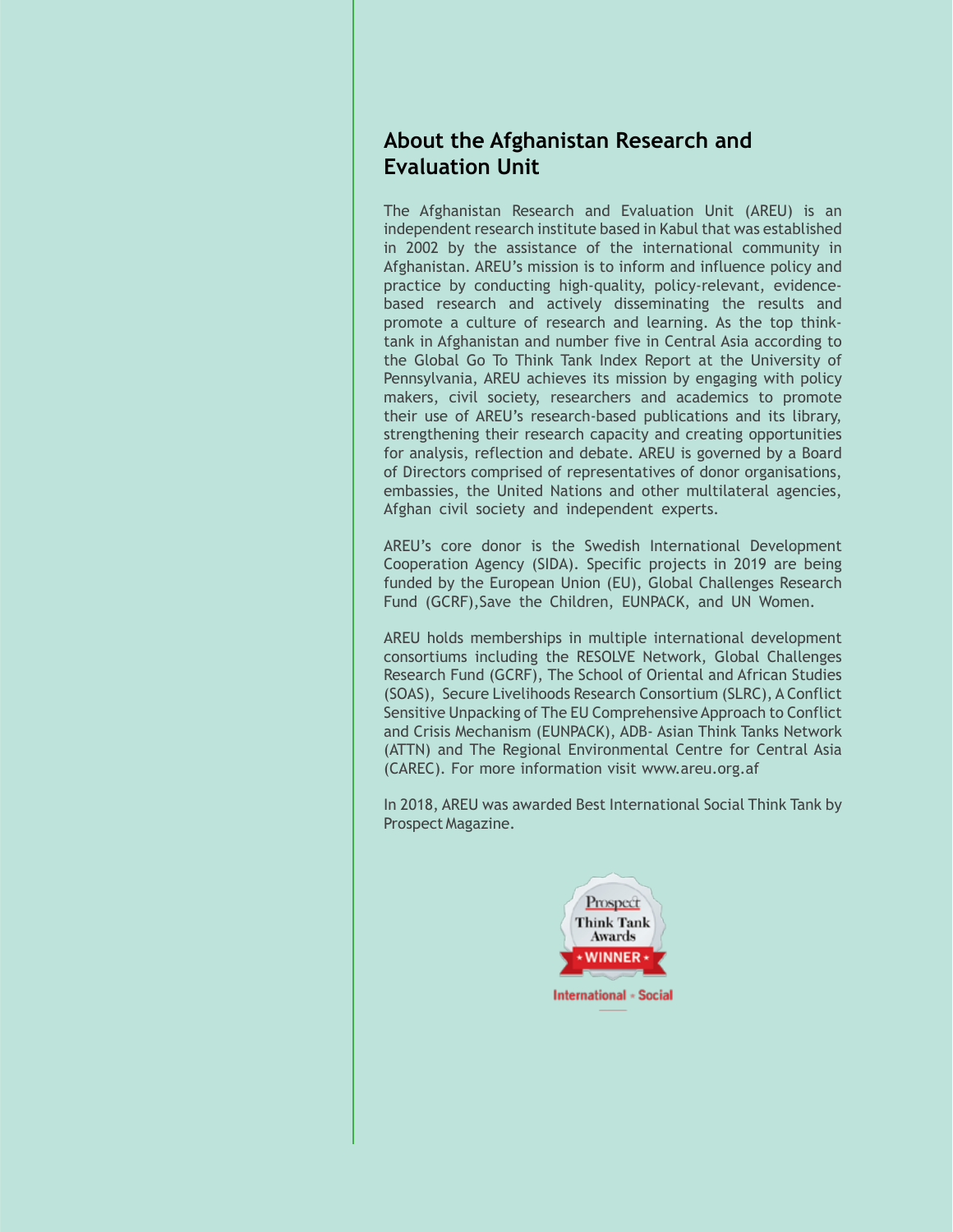## About the Afghanistan Research and Evaluation Unit

The Afghanistan Research and Evaluation Unit (AREU) is an independent research institute based in Kabul that was established in 2002 by the assistance of the international community in Afghanistan. AREU's mission is to inform and influence policy and practice by conducting high-quality, policy-relevant, evidence-based research and actively disseminating the results and promote a culture of research and learning. As the top think-tank in Afghanistan and number five in Central Asia according to the Global Go To Think Tank Index Report at the University of Pennsylvania, AREU achieves its mission by engaging with policy makers, civil society, researchers and academics to promote their use of AREU's research-based publications and its library, strengthening their research capacity and creating opportunities for analysis, reflection and debate. AREU is governed by a Board of Directors comprised of representatives of donor organisations, embassies, the United Nations and other multilateral agencies, Afghan civil society and independent experts.

AREU's core donor is the Swedish International Development Cooperation Agency (SIDA). Specific projects in 2019 are being funded by the European Union (EU), Global Challenges Research Fund (GCRF),Save the Children, EUNPACK, and UN Women.

AREU holds memberships in multiple international development consortiums including the RESOLVE Network, Global Challenges Research Fund (GCRF), The School of Oriental and African Studies (SOAS), Secure Livelihoods Research Consortium (SLRC), A Conflict Sensitive Unpacking of The EU Comprehensive Approach to Conflict and Crisis Mechanism (EUNPACK), ADB- Asian Think Tanks Network (ATTN) and The Regional Environmental Centre for Central Asia (CAREC). For more information visit www.areu.org.af

In 2018, AREU was awarded Best International Social Think Tank by Prospect Magazine.

Prospect Think Tank Awards
WINNER
International - Social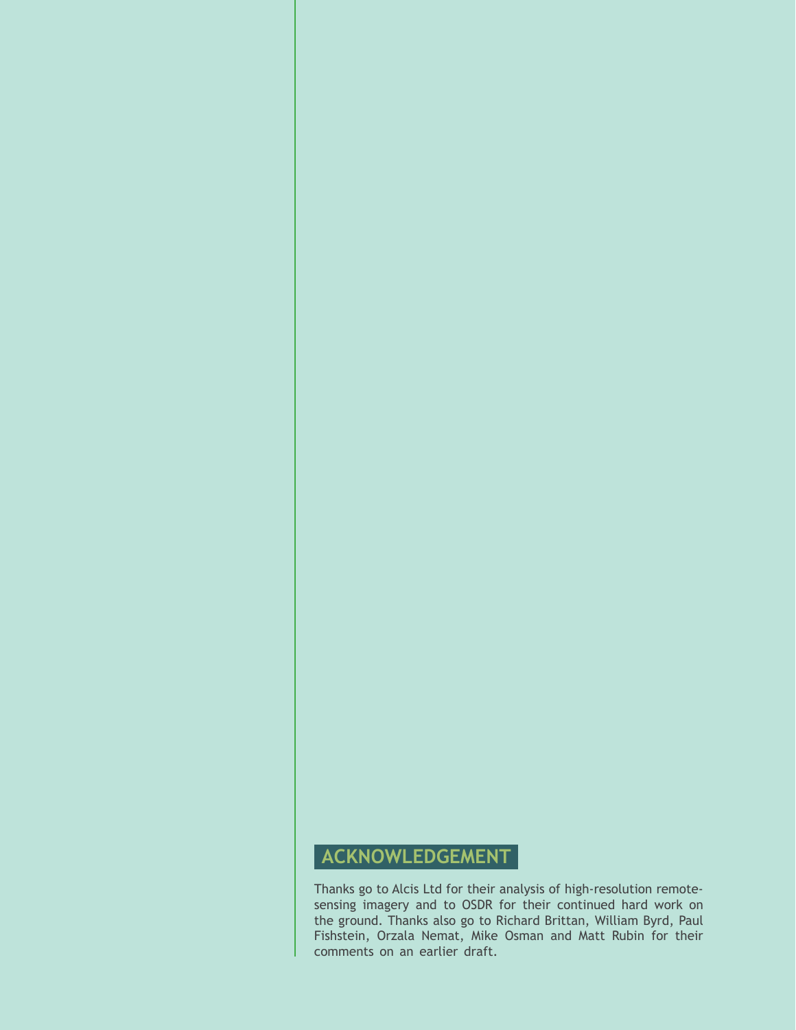## ACKNOWLEDGEMENT

Thanks go to Alcis Ltd for their analysis of high-resolution remote-sensing imagery and to OSDR for their continued hard work on the ground. Thanks also go to Richard Brittan, William Byrd, Paul Fishstein, Orzala Nemat, Mike Osman and Matt Rubin for their comments on an earlier draft.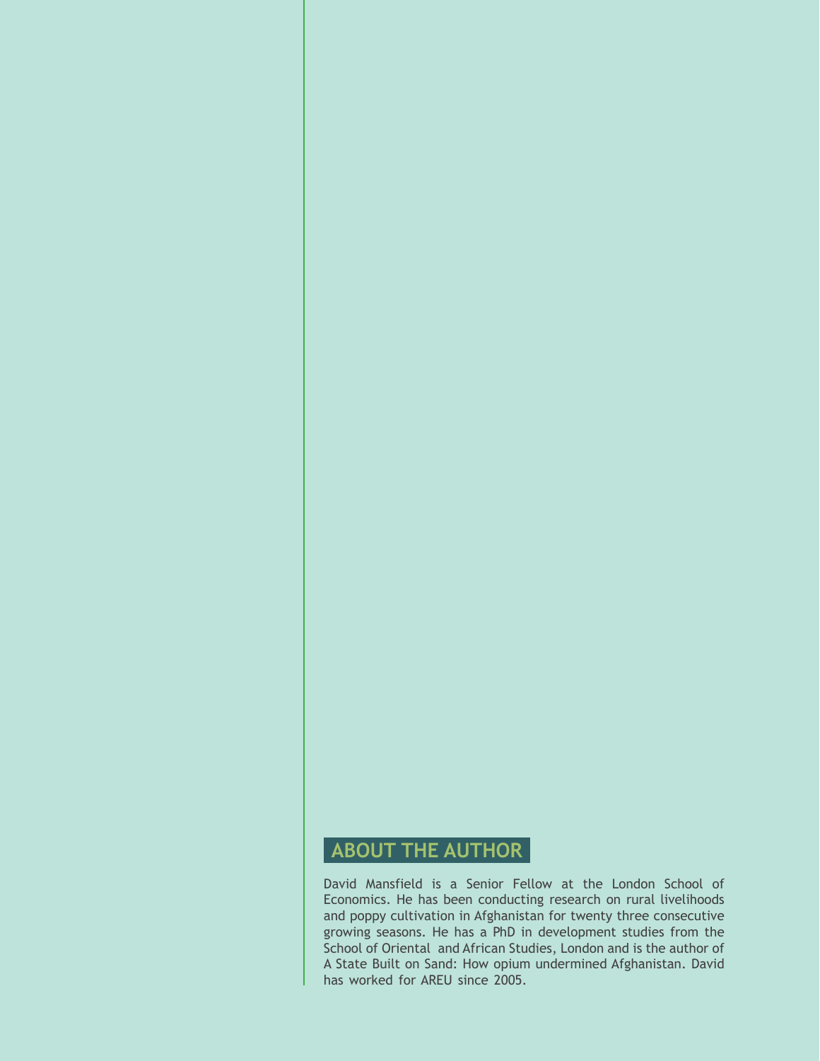## ABOUT THE AUTHOR

David Mansfield is a Senior Fellow at the London School of Economics. He has been conducting research on rural livelihoods and poppy cultivation in Afghanistan for twenty three consecutive growing seasons. He has a PhD in development studies from the School of Oriental and African Studies, London and is the author of A State Built on Sand: How opium undermined Afghanistan. David has worked for AREU since 2005.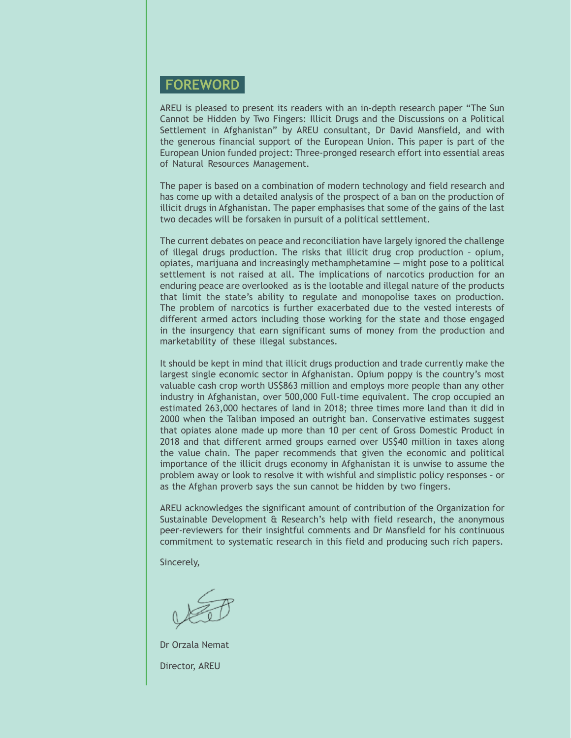## FOREWORD

AREU is pleased to present its readers with an in-depth research paper "The Sun Cannot be Hidden by Two Fingers: Illicit Drugs and the Discussions on a Political Settlement in Afghanistan" by AREU consultant, Dr David Mansfield, and with the generous financial support of the European Union. This paper is part of the European Union funded project: Three-pronged research effort into essential areas of Natural Resources Management.

The paper is based on a combination of modern technology and field research and has come up with a detailed analysis of the prospect of a ban on the production of illicit drugs in Afghanistan. The paper emphasises that some of the gains of the last two decades will be forsaken in pursuit of a political settlement.

The current debates on peace and reconciliation have largely ignored the challenge of illegal drugs production. The risks that illicit drug crop production – opium, opiates, marijuana and increasingly methamphetamine — might pose to a political settlement is not raised at all. The implications of narcotics production for an enduring peace are overlooked as is the lootable and illegal nature of the products that limit the state's ability to regulate and monopolise taxes on production. The problem of narcotics is further exacerbated due to the vested interests of different armed actors including those working for the state and those engaged in the insurgency that earn significant sums of money from the production and marketability of these illegal substances.

It should be kept in mind that illicit drugs production and trade currently make the largest single economic sector in Afghanistan. Opium poppy is the country's most valuable cash crop worth US$863 million and employs more people than any other industry in Afghanistan, over 500,000 Full-time equivalent. The crop occupied an estimated 263,000 hectares of land in 2018; three times more land than it did in 2000 when the Taliban imposed an outright ban. Conservative estimates suggest that opiates alone made up more than 10 per cent of Gross Domestic Product in 2018 and that different armed groups earned over US$40 million in taxes along the value chain. The paper recommends that given the economic and political importance of the illicit drugs economy in Afghanistan it is unwise to assume the problem away or look to resolve it with wishful and simplistic policy responses – or as the Afghan proverb says the sun cannot be hidden by two fingers.

AREU acknowledges the significant amount of contribution of the Organization for Sustainable Development & Research's help with field research, the anonymous peer-reviewers for their insightful comments and Dr Mansfield for his continuous commitment to systematic research in this field and producing such rich papers.

Sincerely,

Dr Orzala Nemat

Director, AREU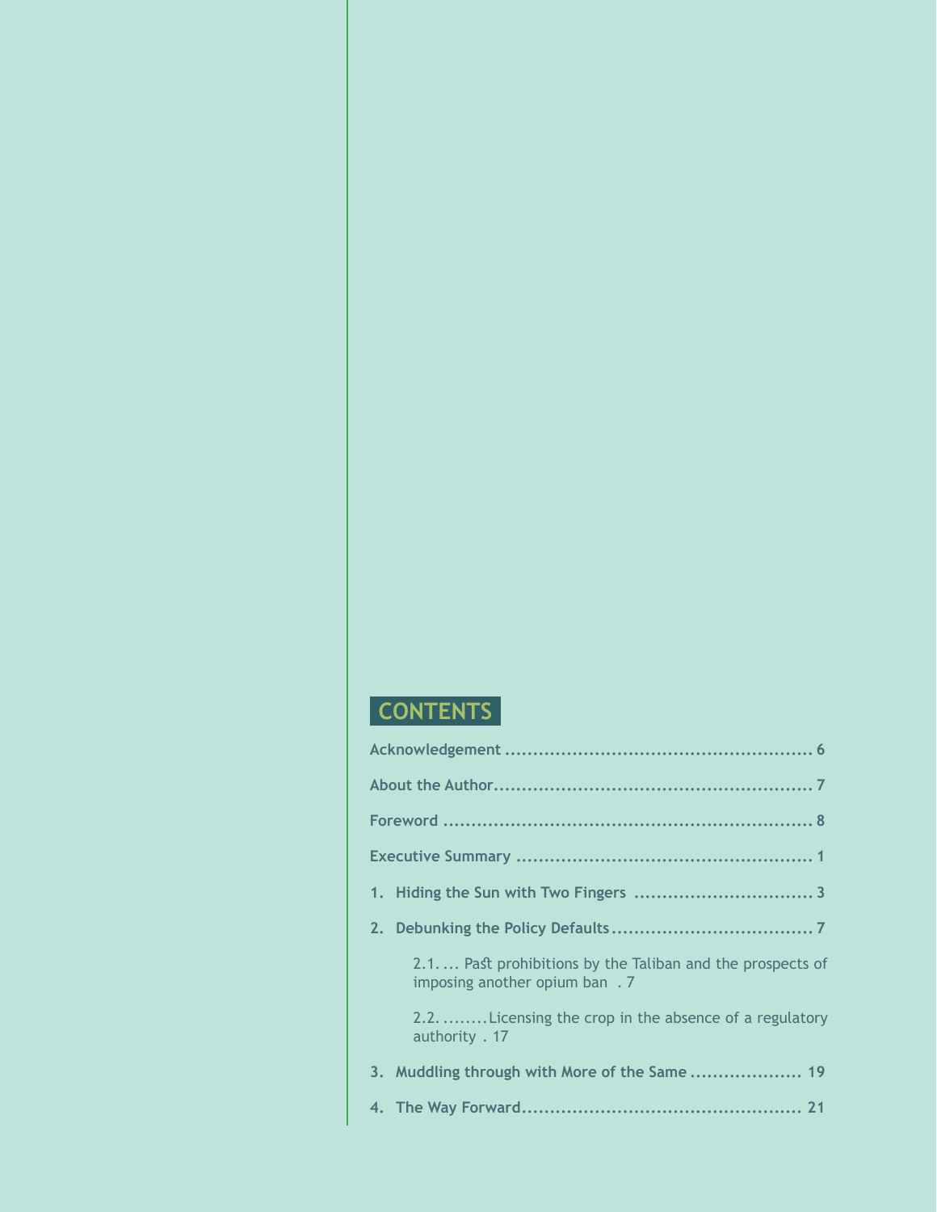# CONTENTS

Acknowledgement ........................................................ 6

About the Author......................................................... 7

Foreword ................................................................... 8

Executive Summary ...................................................... 1

1. Hiding the Sun with Two Fingers ................................ 3

2. Debunking the Policy Defaults.................................... 7

   2.1. ... Past prohibitions by the Taliban and the prospects of imposing another opium ban . 7

   2.2. ........Licensing the crop in the absence of a regulatory authority . 17

3. Muddling through with More of the Same .................... 19

4. The Way Forward................................................. 21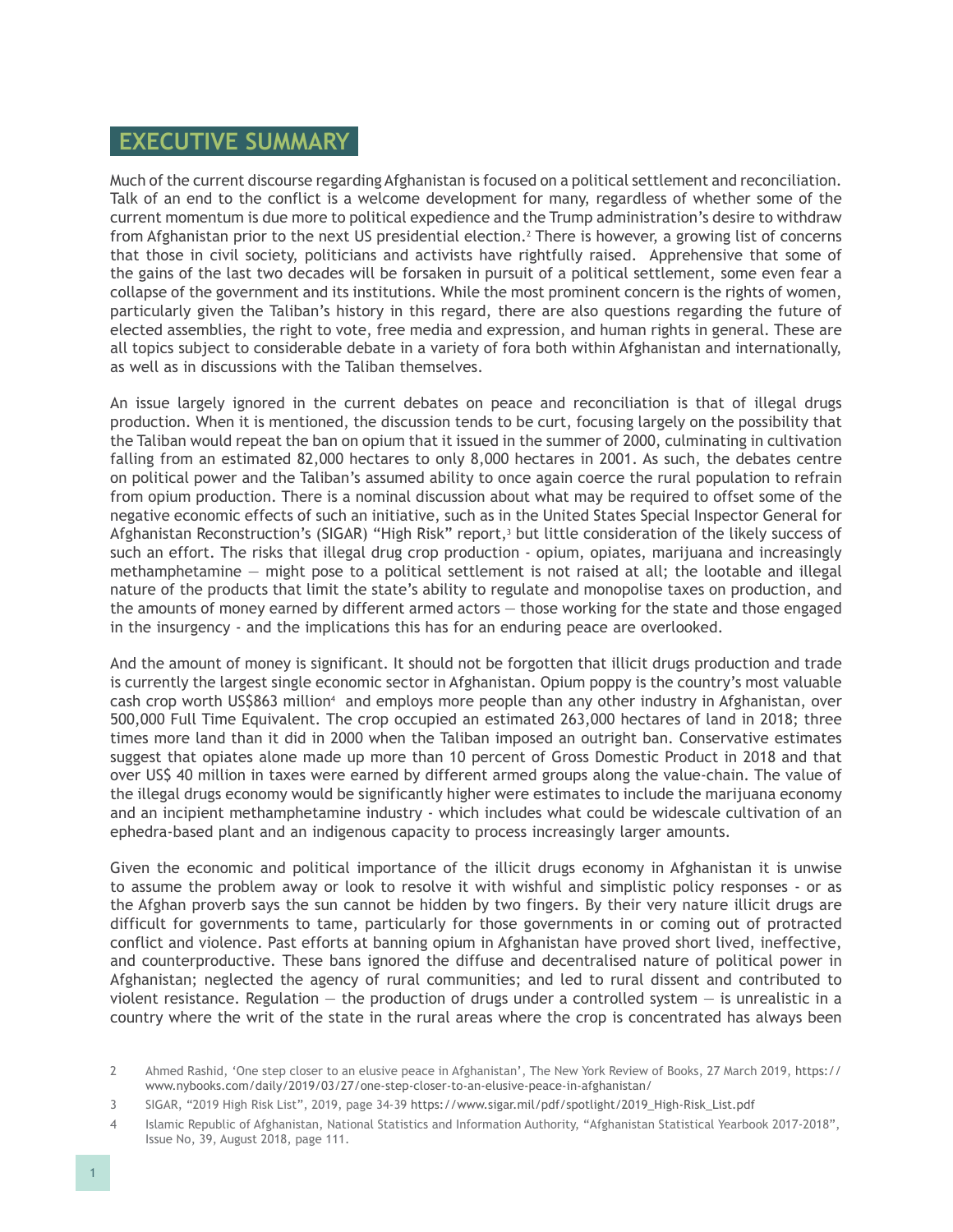## EXECUTIVE SUMMARY

Much of the current discourse regarding Afghanistan is focused on a political settlement and reconciliation. Talk of an end to the conflict is a welcome development for many, regardless of whether some of the current momentum is due more to political expedience and the Trump administration's desire to withdraw from Afghanistan prior to the next US presidential election.[2] There is however, a growing list of concerns that those in civil society, politicians and activists have rightfully raised. Apprehensive that some of the gains of the last two decades will be forsaken in pursuit of a political settlement, some even fear a collapse of the government and its institutions. While the most prominent concern is the rights of women, particularly given the Taliban's history in this regard, there are also questions regarding the future of elected assemblies, the right to vote, free media and expression, and human rights in general. These are all topics subject to considerable debate in a variety of fora both within Afghanistan and internationally, as well as in discussions with the Taliban themselves.

An issue largely ignored in the current debates on peace and reconciliation is that of illegal drugs production. When it is mentioned, the discussion tends to be curt, focusing largely on the possibility that the Taliban would repeat the ban on opium that it issued in the summer of 2000, culminating in cultivation falling from an estimated 82,000 hectares to only 8,000 hectares in 2001. As such, the debates centre on political power and the Taliban's assumed ability to once again coerce the rural population to refrain from opium production. There is a nominal discussion about what may be required to offset some of the negative economic effects of such an initiative, such as in the United States Special Inspector General for Afghanistan Reconstruction's (SIGAR) "High Risk" report,[3] but little consideration of the likely success of such an effort. The risks that illegal drug crop production - opium, opiates, marijuana and increasingly methamphetamine — might pose to a political settlement is not raised at all; the lootable and illegal nature of the products that limit the state's ability to regulate and monopolise taxes on production, and the amounts of money earned by different armed actors — those working for the state and those engaged in the insurgency - and the implications this has for an enduring peace are overlooked.

And the amount of money is significant. It should not be forgotten that illicit drugs production and trade is currently the largest single economic sector in Afghanistan. Opium poppy is the country's most valuable cash crop worth US$863 million[4] and employs more people than any other industry in Afghanistan, over 500,000 Full Time Equivalent. The crop occupied an estimated 263,000 hectares of land in 2018; three times more land than it did in 2000 when the Taliban imposed an outright ban. Conservative estimates suggest that opiates alone made up more than 10 percent of Gross Domestic Product in 2018 and that over US$ 40 million in taxes were earned by different armed groups along the value-chain. The value of the illegal drugs economy would be significantly higher were estimates to include the marijuana economy and an incipient methamphetamine industry - which includes what could be widescale cultivation of an ephedra-based plant and an indigenous capacity to process increasingly larger amounts.

Given the economic and political importance of the illicit drugs economy in Afghanistan it is unwise to assume the problem away or look to resolve it with wishful and simplistic policy responses - or as the Afghan proverb says the sun cannot be hidden by two fingers. By their very nature illicit drugs are difficult for governments to tame, particularly for those governments in or coming out of protracted conflict and violence. Past efforts at banning opium in Afghanistan have proved short lived, ineffective, and counterproductive. These bans ignored the diffuse and decentralised nature of political power in Afghanistan; neglected the agency of rural communities; and led to rural dissent and contributed to violent resistance. Regulation — the production of drugs under a controlled system — is unrealistic in a country where the writ of the state in the rural areas where the crop is concentrated has always been

2 Ahmed Rashid, 'One step closer to an elusive peace in Afghanistan', The New York Review of Books, 27 March 2019, https://www.nybooks.com/daily/2019/03/27/one-step-closer-to-an-elusive-peace-in-afghanistan/

3 SIGAR, "2019 High Risk List", 2019, page 34-39 https://www.sigar.mil/pdf/spotlight/2019_High-Risk_List.pdf

4 Islamic Republic of Afghanistan, National Statistics and Information Authority, "Afghanistan Statistical Yearbook 2017-2018", Issue No, 39, August 2018, page 111.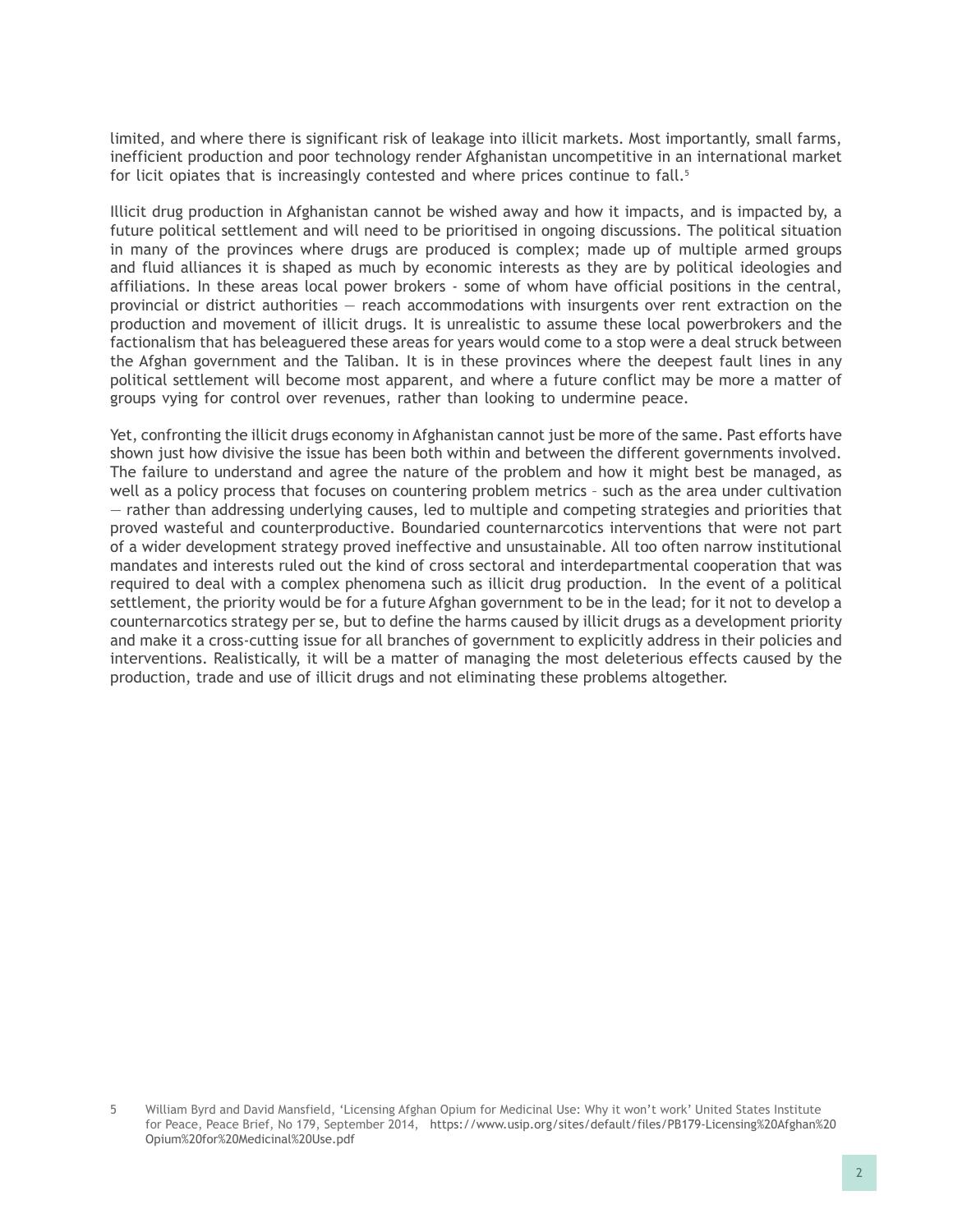limited, and where there is significant risk of leakage into illicit markets. Most importantly, small farms, inefficient production and poor technology render Afghanistan uncompetitive in an international market for licit opiates that is increasingly contested and where prices continue to fall.[5]

Illicit drug production in Afghanistan cannot be wished away and how it impacts, and is impacted by, a future political settlement and will need to be prioritised in ongoing discussions. The political situation in many of the provinces where drugs are produced is complex; made up of multiple armed groups and fluid alliances it is shaped as much by economic interests as they are by political ideologies and affiliations. In these areas local power brokers - some of whom have official positions in the central, provincial or district authorities — reach accommodations with insurgents over rent extraction on the production and movement of illicit drugs. It is unrealistic to assume these local powerbrokers and the factionalism that has beleaguered these areas for years would come to a stop were a deal struck between the Afghan government and the Taliban. It is in these provinces where the deepest fault lines in any political settlement will become most apparent, and where a future conflict may be more a matter of groups vying for control over revenues, rather than looking to undermine peace.

Yet, confronting the illicit drugs economy in Afghanistan cannot just be more of the same. Past efforts have shown just how divisive the issue has been both within and between the different governments involved. The failure to understand and agree the nature of the problem and how it might best be managed, as well as a policy process that focuses on countering problem metrics – such as the area under cultivation — rather than addressing underlying causes, led to multiple and competing strategies and priorities that proved wasteful and counterproductive. Boundaried counternarcotics interventions that were not part of a wider development strategy proved ineffective and unsustainable. All too often narrow institutional mandates and interests ruled out the kind of cross sectoral and interdepartmental cooperation that was required to deal with a complex phenomena such as illicit drug production.  In the event of a political settlement, the priority would be for a future Afghan government to be in the lead; for it not to develop a counternarcotics strategy per se, but to define the harms caused by illicit drugs as a development priority and make it a cross-cutting issue for all branches of government to explicitly address in their policies and interventions. Realistically, it will be a matter of managing the most deleterious effects caused by the production, trade and use of illicit drugs and not eliminating these problems altogether.

5 William Byrd and David Mansfield, 'Licensing Afghan Opium for Medicinal Use: Why it won't work' United States Institute for Peace, Peace Brief, No 179, September 2014, https://www.usip.org/sites/default/files/PB179-Licensing%20Afghan%20Opium%20for%20Medicinal%20Use.pdf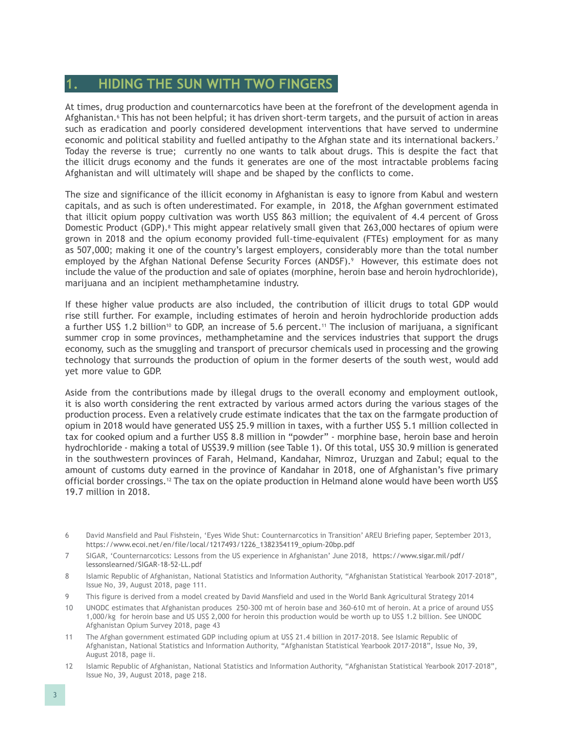## 1. HIDING THE SUN WITH TWO FINGERS

At times, drug production and counternarcotics have been at the forefront of the development agenda in Afghanistan.[6] This has not been helpful; it has driven short-term targets, and the pursuit of action in areas such as eradication and poorly considered development interventions that have served to undermine economic and political stability and fuelled antipathy to the Afghan state and its international backers.[7] Today the reverse is true; currently no one wants to talk about drugs. This is despite the fact that the illicit drugs economy and the funds it generates are one of the most intractable problems facing Afghanistan and will ultimately will shape and be shaped by the conflicts to come.

The size and significance of the illicit economy in Afghanistan is easy to ignore from Kabul and western capitals, and as such is often underestimated. For example, in 2018, the Afghan government estimated that illicit opium poppy cultivation was worth US$ 863 million; the equivalent of 4.4 percent of Gross Domestic Product (GDP).[8] This might appear relatively small given that 263,000 hectares of opium were grown in 2018 and the opium economy provided full-time-equivalent (FTEs) employment for as many as 507,000; making it one of the country's largest employers, considerably more than the total number employed by the Afghan National Defense Security Forces (ANDSF).[9] However, this estimate does not include the value of the production and sale of opiates (morphine, heroin base and heroin hydrochloride), marijuana and an incipient methamphetamine industry.

If these higher value products are also included, the contribution of illicit drugs to total GDP would rise still further. For example, including estimates of heroin and heroin hydrochloride production adds a further US$ 1.2 billion[10] to GDP, an increase of 5.6 percent.[11] The inclusion of marijuana, a significant summer crop in some provinces, methamphetamine and the services industries that support the drugs economy, such as the smuggling and transport of precursor chemicals used in processing and the growing technology that surrounds the production of opium in the former deserts of the south west, would add yet more value to GDP.

Aside from the contributions made by illegal drugs to the overall economy and employment outlook, it is also worth considering the rent extracted by various armed actors during the various stages of the production process. Even a relatively crude estimate indicates that the tax on the farmgate production of opium in 2018 would have generated US$ 25.9 million in taxes, with a further US$ 5.1 million collected in tax for cooked opium and a further US$ 8.8 million in "powder" - morphine base, heroin base and heroin hydrochloride - making a total of US$39.9 million (see Table 1). Of this total, US$ 30.9 million is generated in the southwestern provinces of Farah, Helmand, Kandahar, Nimroz, Uruzgan and Zabul; equal to the amount of customs duty earned in the province of Kandahar in 2018, one of Afghanistan's five primary official border crossings.[12] The tax on the opiate production in Helmand alone would have been worth US$ 19.7 million in 2018.

---

6 David Mansfield and Paul Fishstein, 'Eyes Wide Shut: Counternarcotics in Transition' AREU Briefing paper, September 2013, https://www.ecoi.net/en/file/local/1217493/1226_1382354119_opium-20bp.pdf

7 SIGAR, 'Counternarcotics: Lessons from the US experience in Afghanistan' June 2018, https://www.sigar.mil/pdf/lessonslearned/SIGAR-18-52-LL.pdf

8 Islamic Republic of Afghanistan, National Statistics and Information Authority, "Afghanistan Statistical Yearbook 2017-2018", Issue No, 39, August 2018, page 111.

9 This figure is derived from a model created by David Mansfield and used in the World Bank Agricultural Strategy 2014

10 UNODC estimates that Afghanistan produces 250-300 mt of heroin base and 360-610 mt of heroin. At a price of around US$ 1,000/kg for heroin base and US US$ 2,000 for heroin this production would be worth up to US$ 1.2 billion. See UNODC Afghanistan Opium Survey 2018, page 43

11 The Afghan government estimated GDP including opium at US$ 21.4 billion in 2017-2018. See Islamic Republic of Afghanistan, National Statistics and Information Authority, "Afghanistan Statistical Yearbook 2017-2018", Issue No, 39, August 2018, page ii.

12 Islamic Republic of Afghanistan, National Statistics and Information Authority, "Afghanistan Statistical Yearbook 2017-2018", Issue No, 39, August 2018, page 218.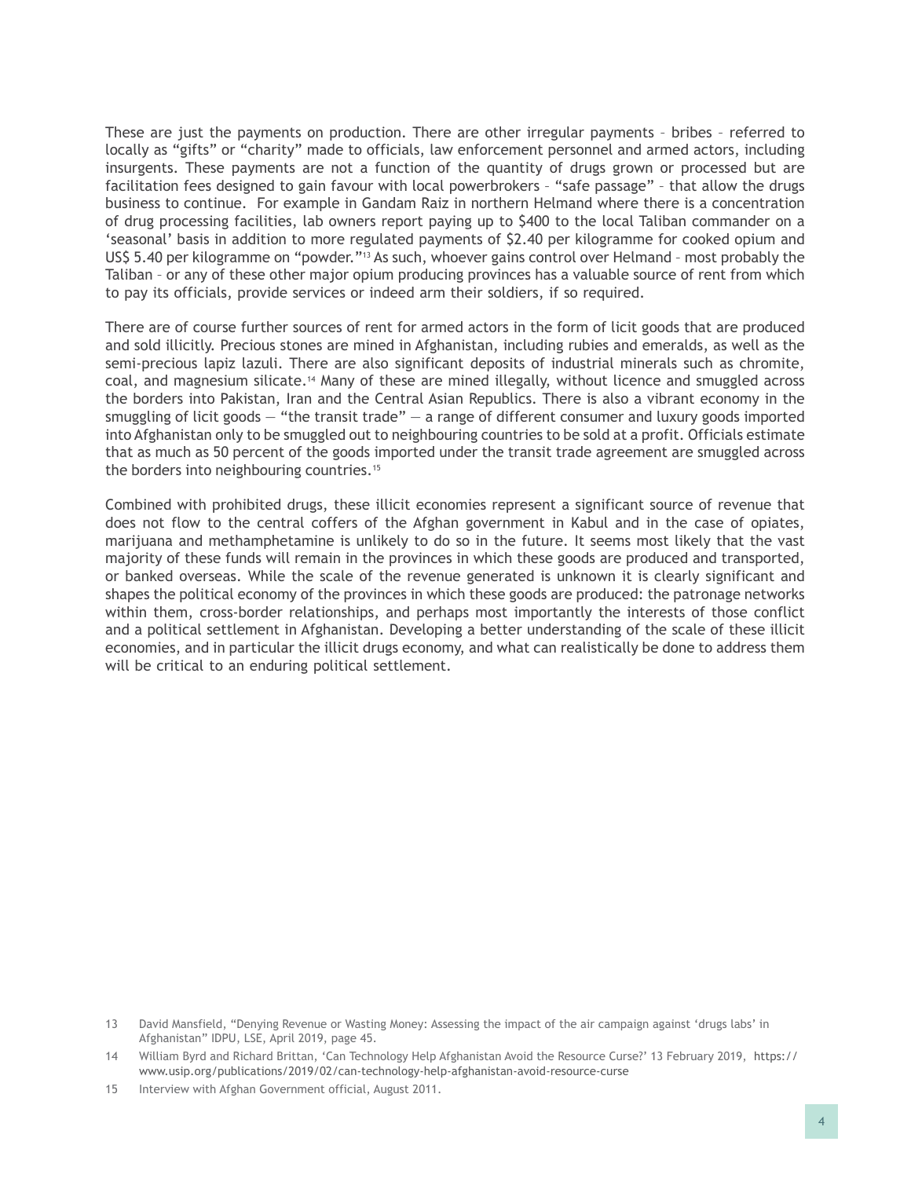These are just the payments on production. There are other irregular payments – bribes – referred to locally as "gifts" or "charity" made to officials, law enforcement personnel and armed actors, including insurgents. These payments are not a function of the quantity of drugs grown or processed but are facilitation fees designed to gain favour with local powerbrokers – "safe passage" – that allow the drugs business to continue. For example in Gandam Raiz in northern Helmand where there is a concentration of drug processing facilities, lab owners report paying up to $400 to the local Taliban commander on a 'seasonal' basis in addition to more regulated payments of $2.40 per kilogramme for cooked opium and US$ 5.40 per kilogramme on "powder."[13] As such, whoever gains control over Helmand – most probably the Taliban – or any of these other major opium producing provinces has a valuable source of rent from which to pay its officials, provide services or indeed arm their soldiers, if so required.

There are of course further sources of rent for armed actors in the form of licit goods that are produced and sold illicitly. Precious stones are mined in Afghanistan, including rubies and emeralds, as well as the semi-precious lapiz lazuli. There are also significant deposits of industrial minerals such as chromite, coal, and magnesium silicate.[14] Many of these are mined illegally, without licence and smuggled across the borders into Pakistan, Iran and the Central Asian Republics. There is also a vibrant economy in the smuggling of licit goods — "the transit trade" — a range of different consumer and luxury goods imported into Afghanistan only to be smuggled out to neighbouring countries to be sold at a profit. Officials estimate that as much as 50 percent of the goods imported under the transit trade agreement are smuggled across the borders into neighbouring countries.[15]

Combined with prohibited drugs, these illicit economies represent a significant source of revenue that does not flow to the central coffers of the Afghan government in Kabul and in the case of opiates, marijuana and methamphetamine is unlikely to do so in the future. It seems most likely that the vast majority of these funds will remain in the provinces in which these goods are produced and transported, or banked overseas. While the scale of the revenue generated is unknown it is clearly significant and shapes the political economy of the provinces in which these goods are produced: the patronage networks within them, cross-border relationships, and perhaps most importantly the interests of those conflict and a political settlement in Afghanistan. Developing a better understanding of the scale of these illicit economies, and in particular the illicit drugs economy, and what can realistically be done to address them will be critical to an enduring political settlement.

13 David Mansfield, "Denying Revenue or Wasting Money: Assessing the impact of the air campaign against 'drugs labs' in Afghanistan" IDPU, LSE, April 2019, page 45.

14 William Byrd and Richard Brittan, 'Can Technology Help Afghanistan Avoid the Resource Curse?' 13 February 2019, https://www.usip.org/publications/2019/02/can-technology-help-afghanistan-avoid-resource-curse

15 Interview with Afghan Government official, August 2011.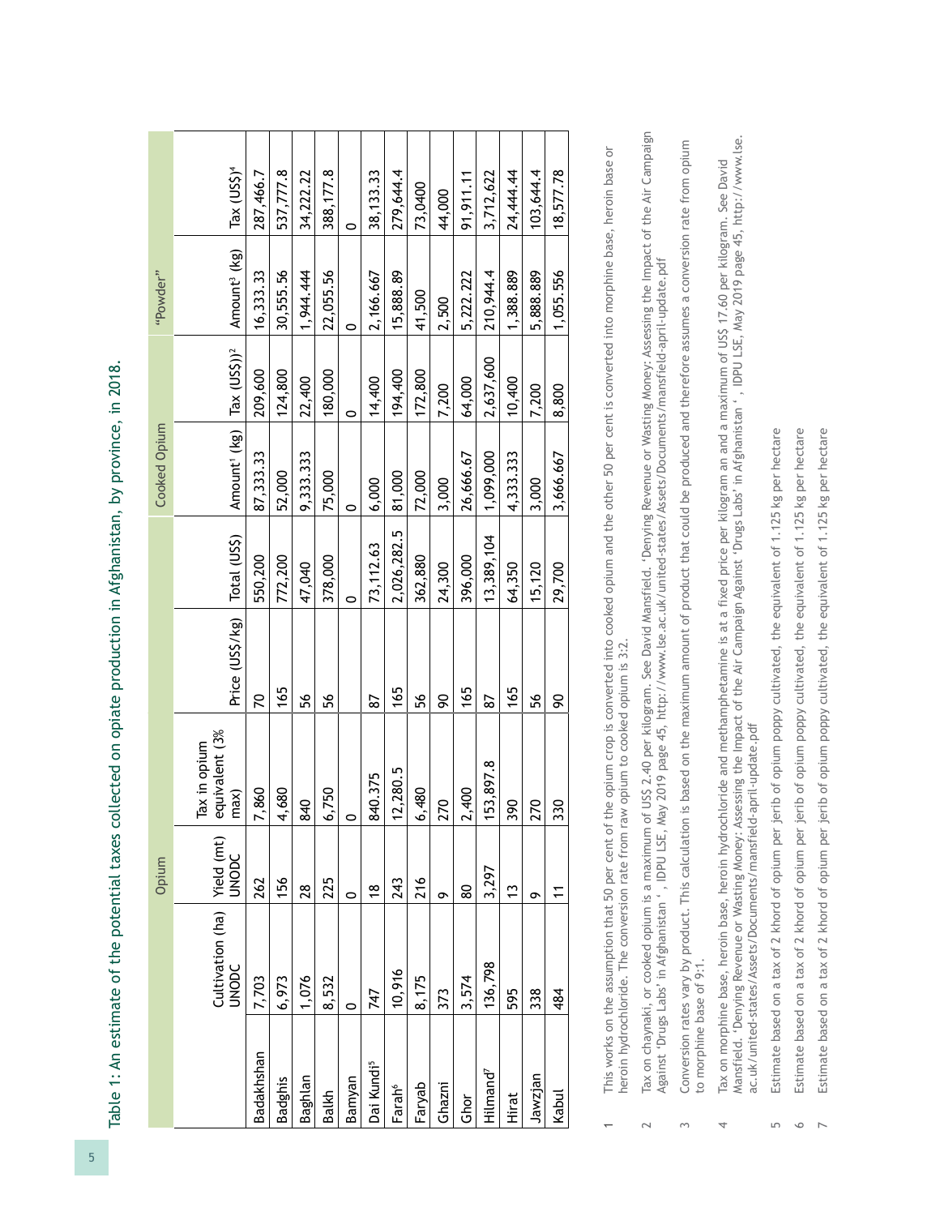Table 1: An estimate of the potential taxes collected on opiate production in Afghanistan, by province, in 2018.

| | Opium | | | | | Cooked Opium | | "Powder" | |
|---|---|---|---|---|---|---|---|---|---|
| | Cultivation (ha) UNODC | Yield (mt) UNODC | Tax in opium equivalent (3% max) | Price (US$/kg) | Total (US$) | Amount[1] (kg) | Tax (US$))[2] | Amount[3] (kg) | Tax (US$)[4] |
| Badakhshan | 7,703 | 262 | 7,860 | 70 | 550,200 | 87,333.33 | 209,600 | 16,333.33 | 287,466.7 |
| Badghis | 6,973 | 156 | 4,680 | 165 | 772,200 | 52,000 | 124,800 | 30,555.56 | 537,777.8 |
| Baghlan | 1,076 | 28 | 840 | 56 | 47,040 | 9,333.333 | 22,400 | 1,944.444 | 34,222.22 |
| Balkh | 8,532 | 225 | 6,750 | 56 | 378,000 | 75,000 | 180,000 | 22,055.56 | 388,177.8 |
| Bamyan | 0 | 0 | 0 | | 0 | 0 | 0 | 0 | 0 |
| Dai Kundi[5] | 747 | 18 | 840.375 | 87 | 73,112.63 | 6,000 | 14,400 | 2,166.667 | 38,133.33 |
| Farah[6] | 10,916 | 243 | 12,280.5 | 165 | 2,026,282.5 | 81,000 | 194,400 | 15,888.89 | 279,644.4 |
| Faryab | 8,175 | 216 | 6,480 | 56 | 362,880 | 72,000 | 172,800 | 41,500 | 73,0400 |
| Ghazni | 373 | 9 | 270 | 90 | 24,300 | 3,000 | 7,200 | 2,500 | 44,000 |
| Ghor | 3,574 | 80 | 2,400 | 165 | 396,000 | 26,666.67 | 64,000 | 5,222.222 | 91,911.11 |
| Hilmand[7] | 136,798 | 3,297 | 153,897.8 | 87 | 13,389,104 | 1,099,000 | 2,637,600 | 210,944.4 | 3,712,622 |
| Hirat | 595 | 13 | 390 | 165 | 64,350 | 4,333.333 | 10,400 | 1,388.889 | 24,444.44 |
| Jawzjan | 338 | 9 | 270 | 56 | 15,120 | 3,000 | 7,200 | 5,888.889 | 103,644.4 |
| Kabul | 484 | 11 | 330 | 90 | 29,700 | 3,666.667 | 8,800 | 1,055.556 | 18,577.78 |

1 This works on the assumption that 50 per cent of the opium crop is converted into cooked opium and the other 50 per cent is converted into morphine base, heroin base or heroin hydrochloride. The conversion rate from raw opium to cooked opium is 3:2.

2 Tax on chaynaki, or cooked opium is a maximum of US$ 2.40 per kilogram. See David Mansfield. 'Denying Revenue or Wasting Money: Assessing the Impact of the Air Campaign Against 'Drugs Labs' in Afghanistan ' , IDPU LSE, May 2019 page 45, http://www.lse.ac.uk/united-states/Assets/Documents/mansfield-april-update.pdf

3 Conversion rates vary by product. This calculation is based on the maximum amount of product that could be produced and therefore assumes a conversion rate from opium to morphine base of 9:1.

4 Tax on morphine base, heroin base, heroin hydrochloride and methamphetamine is at a fixed price per kilogram an and a maximum of US$ 17.60 per kilogram. See David Mansfield. 'Denying Revenue or Wasting Money: Assessing the Impact of the Air Campaign Against 'Drugs Labs' in Afghanistan ' , IDPU LSE, May 2019 page 45, http://www.lse.ac.uk/united-states/Assets/Documents/mansfield-april-update.pdf

5 Estimate based on a tax of 2 khord of opium per jerib of opium poppy cultivated, the equivalent of 1.125 kg per hectare

6 Estimate based on a tax of 2 khord of opium per jerib of opium poppy cultivated, the equivalent of 1.125 kg per hectare

7 Estimate based on a tax of 2 khord of opium per jerib of opium poppy cultivated, the equivalent of 1.125 kg per hectare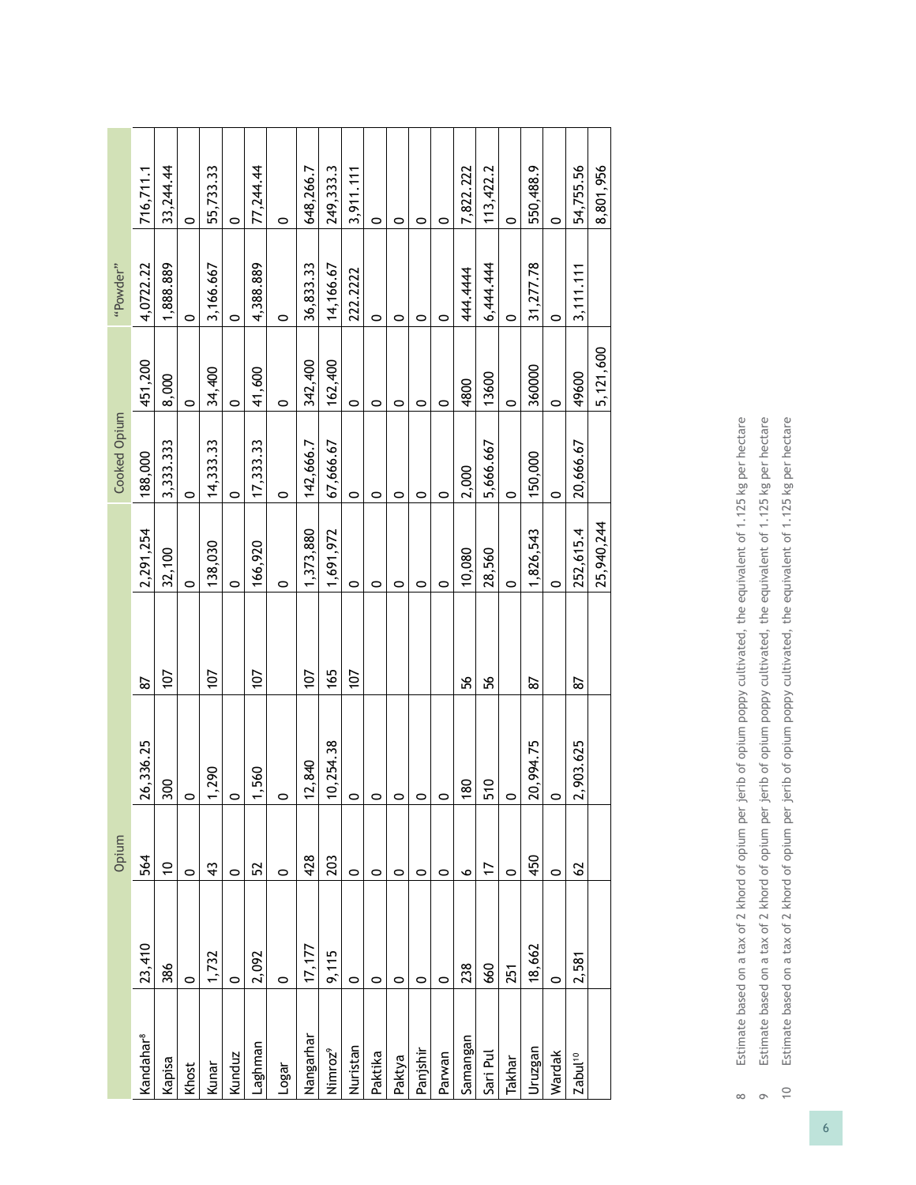| | | Opium | | | | Cooked Opium | | "Powder" | |
|---|---|---|---|---|---|---|---|---|---|
| Kandahar[8] | 23,410 | 564 | 26,336.25 | 87 | 2,291,254 | 188,000 | 451,200 | 4,0722.22 | 716,711.1 |
| Kapisa | 386 | 10 | 300 | 107 | 32,100 | 3,333.333 | 8,000 | 1,888.889 | 33,244.44 |
| Khost | 0 | 0 | 0 | | 0 | 0 | 0 | 0 | 0 |
| Kunar | 1,732 | 43 | 1,290 | 107 | 138,030 | 14,333.33 | 34,400 | 3,166.667 | 55,733.33 |
| Kunduz | 0 | 0 | 0 | | 0 | 0 | 0 | 0 | 0 |
| Laghman | 2,092 | 52 | 1,560 | 107 | 166,920 | 17,333.33 | 41,600 | 4,388.889 | 77,244.44 |
| Logar | 0 | 0 | 0 | | 0 | 0 | 0 | 0 | 0 |
| Nangarhar | 17,177 | 428 | 12,840 | 107 | 1,373,880 | 142,666.7 | 342,400 | 36,833.33 | 648,266.7 |
| Nimroz[9] | 9,115 | 203 | 10,254.38 | 165 | 1,691,972 | 67,666.67 | 162,400 | 14,166.67 | 249,333.3 |
| Nuristan | 0 | 0 | 0 | 107 | 0 | 0 | 0 | 222.2222 | 3,911.111 |
| Paktika | 0 | 0 | 0 | | 0 | 0 | 0 | 0 | 0 |
| Paktya | 0 | 0 | 0 | | 0 | 0 | 0 | 0 | 0 |
| Panjshir | 0 | 0 | 0 | | 0 | 0 | 0 | 0 | 0 |
| Parwan | 0 | 0 | 0 | | 0 | 0 | 0 | 0 | 0 |
| Samangan | 238 | 6 | 180 | 56 | 10,080 | 2,000 | 4800 | 444.4444 | 7,822.222 |
| Sari Pul | 660 | 17 | 510 | 56 | 28,560 | 5,666.667 | 13600 | 6,444.444 | 113,422.2 |
| Takhar | 251 | 0 | 0 | | 0 | 0 | 0 | 0 | 0 |
| Uruzgan | 18,662 | 450 | 20,994.75 | 87 | 1,826,543 | 150,000 | 360000 | 31,277.78 | 550,488.9 |
| Wardak | 0 | 0 | 0 | | 0 | 0 | 0 | 0 | 0 |
| Zabul[10] | 2,581 | 62 | 2,903.625 | 87 | 252,615.4 | 20,666.67 | 49600 | 3,111.111 | 54,755.56 |
| | | | | | 25,940,244 | | 5,121,600 | | 8,801,956 |

8 Estimate based on a tax of 2 khord of opium per jerib of opium poppy cultivated, the equivalent of 1.125 kg per hectare

9 Estimate based on a tax of 2 khord of opium per jerib of opium poppy cultivated, the equivalent of 1.125 kg per hectare

10 Estimate based on a tax of 2 khord of opium per jerib of opium poppy cultivated, the equivalent of 1.125 kg per hectare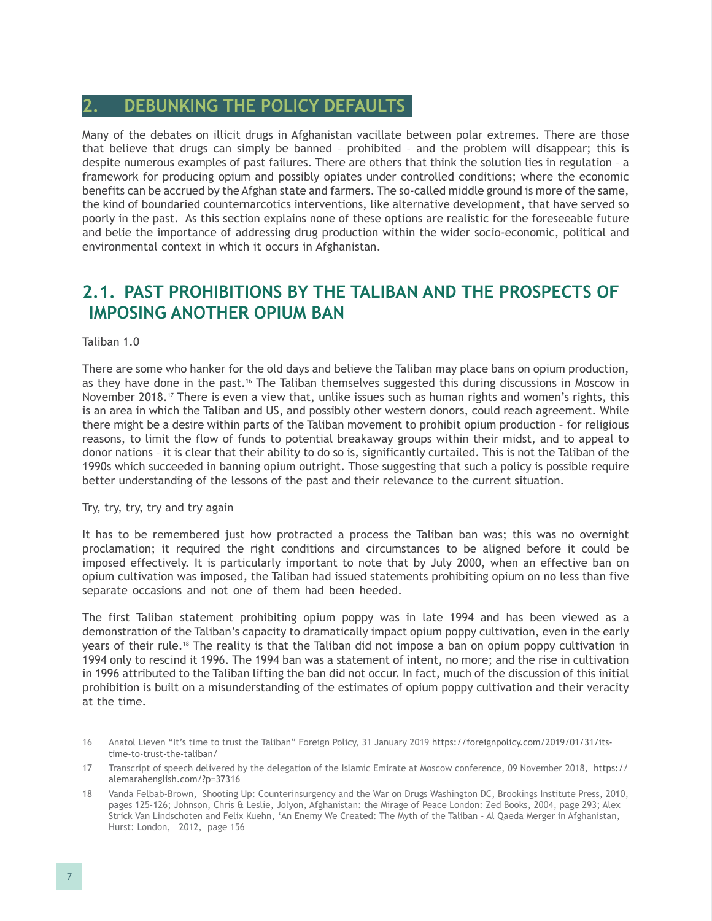## 2. DEBUNKING THE POLICY DEFAULTS

Many of the debates on illicit drugs in Afghanistan vacillate between polar extremes. There are those that believe that drugs can simply be banned – prohibited – and the problem will disappear; this is despite numerous examples of past failures. There are others that think the solution lies in regulation – a framework for producing opium and possibly opiates under controlled conditions; where the economic benefits can be accrued by the Afghan state and farmers. The so-called middle ground is more of the same, the kind of boundaried counternarcotics interventions, like alternative development, that have served so poorly in the past. As this section explains none of these options are realistic for the foreseeable future and belie the importance of addressing drug production within the wider socio-economic, political and environmental context in which it occurs in Afghanistan.

### 2.1. PAST PROHIBITIONS BY THE TALIBAN AND THE PROSPECTS OF IMPOSING ANOTHER OPIUM BAN

Taliban 1.0

There are some who hanker for the old days and believe the Taliban may place bans on opium production, as they have done in the past.[16] The Taliban themselves suggested this during discussions in Moscow in November 2018.[17] There is even a view that, unlike issues such as human rights and women's rights, this is an area in which the Taliban and US, and possibly other western donors, could reach agreement. While there might be a desire within parts of the Taliban movement to prohibit opium production – for religious reasons, to limit the flow of funds to potential breakaway groups within their midst, and to appeal to donor nations – it is clear that their ability to do so is, significantly curtailed. This is not the Taliban of the 1990s which succeeded in banning opium outright. Those suggesting that such a policy is possible require better understanding of the lessons of the past and their relevance to the current situation.

Try, try, try, try and try again

It has to be remembered just how protracted a process the Taliban ban was; this was no overnight proclamation; it required the right conditions and circumstances to be aligned before it could be imposed effectively. It is particularly important to note that by July 2000, when an effective ban on opium cultivation was imposed, the Taliban had issued statements prohibiting opium on no less than five separate occasions and not one of them had been heeded.

The first Taliban statement prohibiting opium poppy was in late 1994 and has been viewed as a demonstration of the Taliban's capacity to dramatically impact opium poppy cultivation, even in the early years of their rule.[18] The reality is that the Taliban did not impose a ban on opium poppy cultivation in 1994 only to rescind it 1996. The 1994 ban was a statement of intent, no more; and the rise in cultivation in 1996 attributed to the Taliban lifting the ban did not occur. In fact, much of the discussion of this initial prohibition is built on a misunderstanding of the estimates of opium poppy cultivation and their veracity at the time.

16 Anatol Lieven "It's time to trust the Taliban" Foreign Policy, 31 January 2019 https://foreignpolicy.com/2019/01/31/its-time-to-trust-the-taliban/

17 Transcript of speech delivered by the delegation of the Islamic Emirate at Moscow conference, 09 November 2018, https://alemarahenglish.com/?p=37316

18 Vanda Felbab-Brown, Shooting Up: Counterinsurgency and the War on Drugs Washington DC, Brookings Institute Press, 2010, pages 125-126; Johnson, Chris & Leslie, Jolyon, Afghanistan: the Mirage of Peace London: Zed Books, 2004, page 293; Alex Strick Van Lindschoten and Felix Kuehn, 'An Enemy We Created: The Myth of the Taliban - Al Qaeda Merger in Afghanistan, Hurst: London, 2012, page 156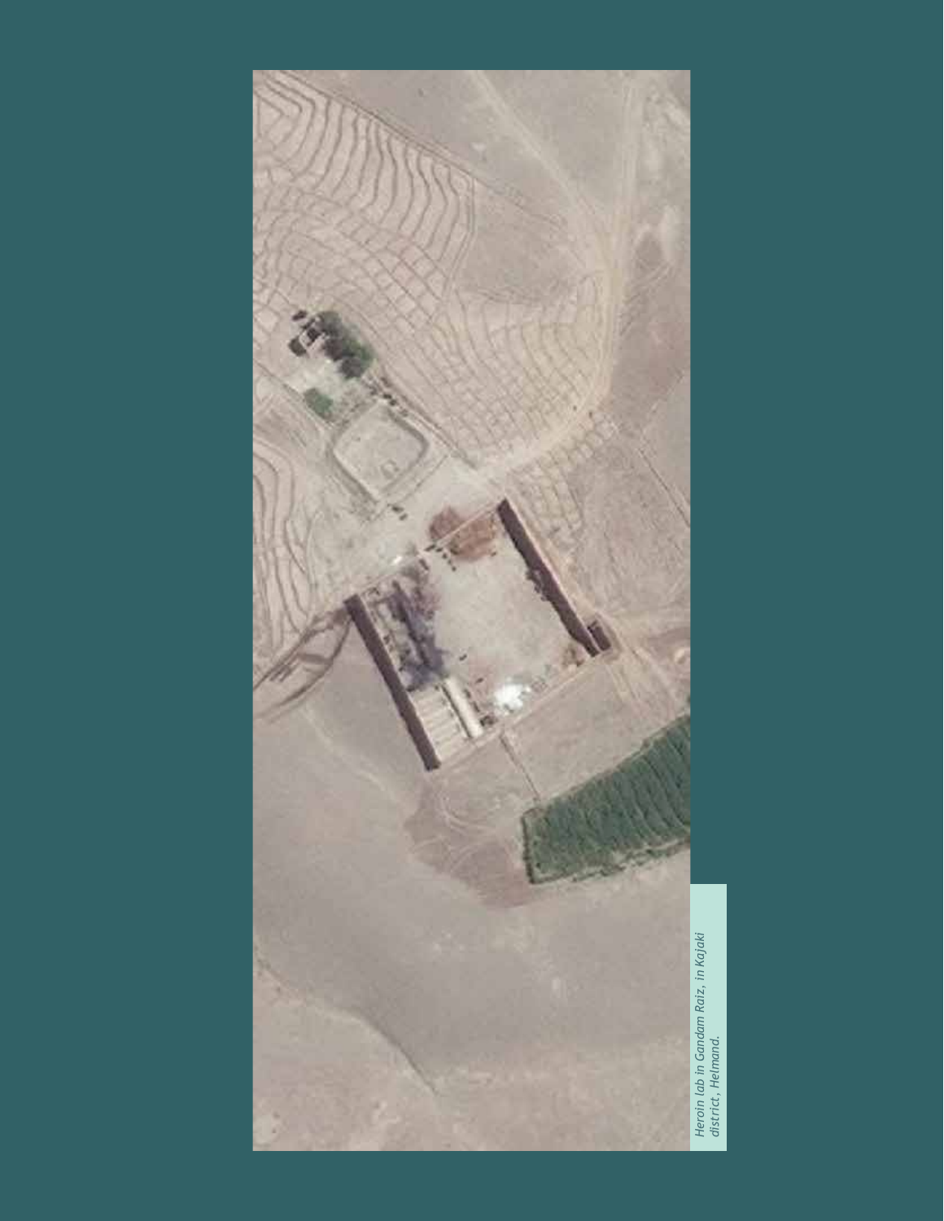*Heroin lab in Gandam Raiz, in Kajaki district, Helmand.*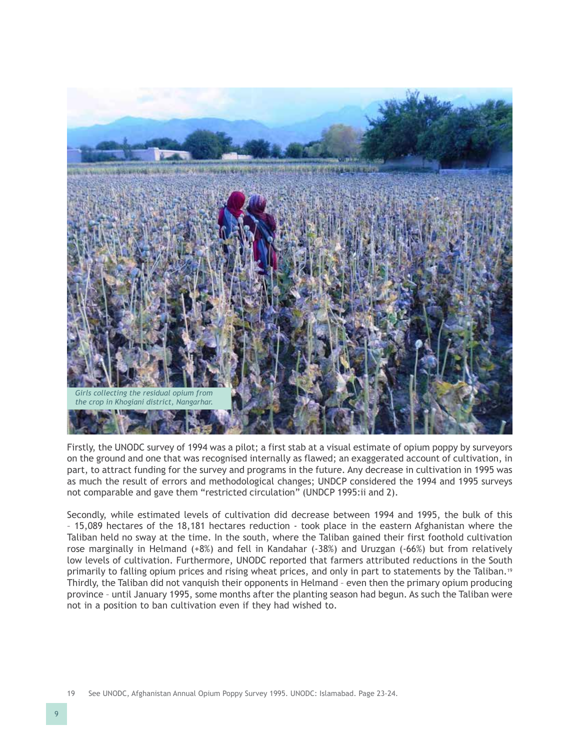*Girls collecting the residual opium from the crop in Khogiani district, Nangarhar.*

Firstly, the UNODC survey of 1994 was a pilot; a first stab at a visual estimate of opium poppy by surveyors on the ground and one that was recognised internally as flawed; an exaggerated account of cultivation, in part, to attract funding for the survey and programs in the future. Any decrease in cultivation in 1995 was as much the result of errors and methodological changes; UNDCP considered the 1994 and 1995 surveys not comparable and gave them "restricted circulation" (UNDCP 1995:ii and 2).

Secondly, while estimated levels of cultivation did decrease between 1994 and 1995, the bulk of this – 15,089 hectares of the 18,181 hectares reduction - took place in the eastern Afghanistan where the Taliban held no sway at the time. In the south, where the Taliban gained their first foothold cultivation rose marginally in Helmand (+8%) and fell in Kandahar (-38%) and Uruzgan (-66%) but from relatively low levels of cultivation. Furthermore, UNODC reported that farmers attributed reductions in the South primarily to falling opium prices and rising wheat prices, and only in part to statements by the Taliban.[19] Thirdly, the Taliban did not vanquish their opponents in Helmand – even then the primary opium producing province – until January 1995, some months after the planting season had begun. As such the Taliban were not in a position to ban cultivation even if they had wished to.

19 See UNODC, Afghanistan Annual Opium Poppy Survey 1995. UNODC: Islamabad. Page 23-24.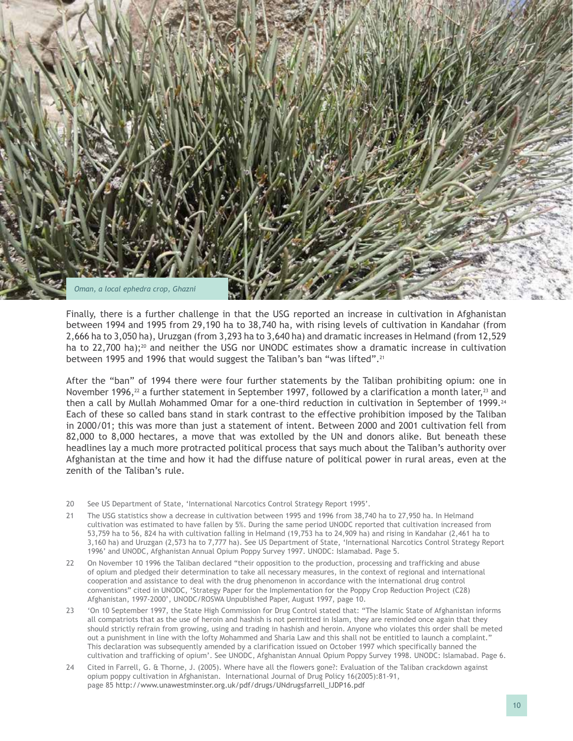Oman, a local ephedra crop, Ghazni

Finally, there is a further challenge in that the USG reported an increase in cultivation in Afghanistan between 1994 and 1995 from 29,190 ha to 38,740 ha, with rising levels of cultivation in Kandahar (from 2,666 ha to 3,050 ha), Uruzgan (from 3,293 ha to 3,640 ha) and dramatic increases in Helmand (from 12,529 ha to 22,700 ha);[20] and neither the USG nor UNODC estimates show a dramatic increase in cultivation between 1995 and 1996 that would suggest the Taliban's ban "was lifted".[21]

After the "ban" of 1994 there were four further statements by the Taliban prohibiting opium: one in November 1996,[22] a further statement in September 1997, followed by a clarification a month later,[23] and then a call by Mullah Mohammed Omar for a one-third reduction in cultivation in September of 1999.[24] Each of these so called bans stand in stark contrast to the effective prohibition imposed by the Taliban in 2000/01; this was more than just a statement of intent. Between 2000 and 2001 cultivation fell from 82,000 to 8,000 hectares, a move that was extolled by the UN and donors alike. But beneath these headlines lay a much more protracted political process that says much about the Taliban's authority over Afghanistan at the time and how it had the diffuse nature of political power in rural areas, even at the zenith of the Taliban's rule.

20 See US Department of State, 'International Narcotics Control Strategy Report 1995'.

21 The USG statistics show a decrease in cultivation between 1995 and 1996 from 38,740 ha to 27,950 ha. In Helmand cultivation was estimated to have fallen by 5%. During the same period UNODC reported that cultivation increased from 53,759 ha to 56, 824 ha with cultivation falling in Helmand (19,753 ha to 24,909 ha) and rising in Kandahar (2,461 ha to 3,160 ha) and Uruzgan (2,573 ha to 7,777 ha). See US Department of State, 'International Narcotics Control Strategy Report 1996' and UNODC, Afghanistan Annual Opium Poppy Survey 1997. UNODC: Islamabad. Page 5.

22 On November 10 1996 the Taliban declared "their opposition to the production, processing and trafficking and abuse of opium and pledged their determination to take all necessary measures, in the context of regional and international cooperation and assistance to deal with the drug phenomenon in accordance with the international drug control conventions" cited in UNODC, 'Strategy Paper for the Implementation for the Poppy Crop Reduction Project (C28) Afghanistan, 1997-2000', UNODC/ROSWA Unpublished Paper, August 1997, page 10.

23 'On 10 September 1997, the State High Commission for Drug Control stated that: "The Islamic State of Afghanistan informs all compatriots that as the use of heroin and hashish is not permitted in Islam, they are reminded once again that they should strictly refrain from growing, using and trading in hashish and heroin. Anyone who violates this order shall be meted out a punishment in line with the lofty Mohammed and Sharia Law and this shall not be entitled to launch a complaint." This declaration was subsequently amended by a clarification issued on October 1997 which specifically banned the cultivation and trafficking of opium'. See UNODC, Afghanistan Annual Opium Poppy Survey 1998. UNODC: Islamabad. Page 6.

24 Cited in Farrell, G. & Thorne, J. (2005). Where have all the flowers gone?: Evaluation of the Taliban crackdown against opium poppy cultivation in Afghanistan. International Journal of Drug Policy 16(2005):81-91, page 85 http://www.unawestminster.org.uk/pdf/drugs/UNdrugsfarrell_IJDP16.pdf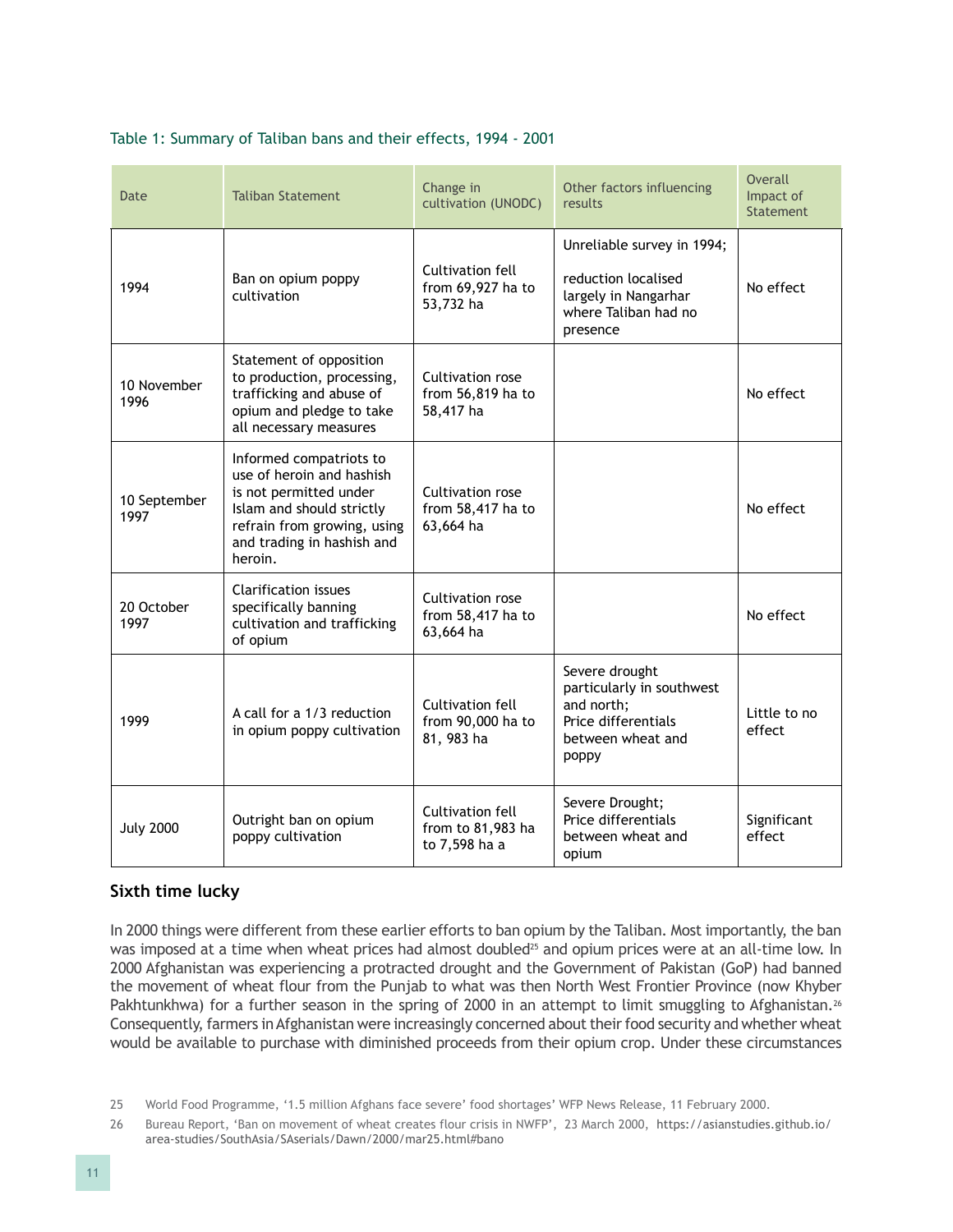Table 1: Summary of Taliban bans and their effects, 1994 - 2001

| Date | Taliban Statement | Change in cultivation (UNODC) | Other factors influencing results | Overall Impact of Statement |
|---|---|---|---|---|
| 1994 | Ban on opium poppy cultivation | Cultivation fell from 69,927 ha to 53,732 ha | Unreliable survey in 1994; reduction localised largely in Nangarhar where Taliban had no presence | No effect |
| 10 November 1996 | Statement of opposition to production, processing, trafficking and abuse of opium and pledge to take all necessary measures | Cultivation rose from 56,819 ha to 58,417 ha | | No effect |
| 10 September 1997 | Informed compatriots to use of heroin and hashish is not permitted under Islam and should strictly refrain from growing, using and trading in hashish and heroin. | Cultivation rose from 58,417 ha to 63,664 ha | | No effect |
| 20 October 1997 | Clarification issues specifically banning cultivation and trafficking of opium | Cultivation rose from 58,417 ha to 63,664 ha | | No effect |
| 1999 | A call for a 1/3 reduction in opium poppy cultivation | Cultivation fell from 90,000 ha to 81, 983 ha | Severe drought particularly in southwest and north; Price differentials between wheat and poppy | Little to no effect |
| July 2000 | Outright ban on opium poppy cultivation | Cultivation fell from to 81,983 ha to 7,598 ha a | Severe Drought; Price differentials between wheat and opium | Significant effect |

## Sixth time lucky

In 2000 things were different from these earlier efforts to ban opium by the Taliban. Most importantly, the ban was imposed at a time when wheat prices had almost doubled[25] and opium prices were at an all-time low. In 2000 Afghanistan was experiencing a protracted drought and the Government of Pakistan (GoP) had banned the movement of wheat flour from the Punjab to what was then North West Frontier Province (now Khyber Pakhtunkhwa) for a further season in the spring of 2000 in an attempt to limit smuggling to Afghanistan.[26] Consequently, farmers in Afghanistan were increasingly concerned about their food security and whether wheat would be available to purchase with diminished proceeds from their opium crop. Under these circumstances

25 World Food Programme, '1.5 million Afghans face severe' food shortages' WFP News Release, 11 February 2000.

26 Bureau Report, 'Ban on movement of wheat creates flour crisis in NWFP', 23 March 2000, https://asianstudies.github.io/area-studies/SouthAsia/SAserials/Dawn/2000/mar25.html#bano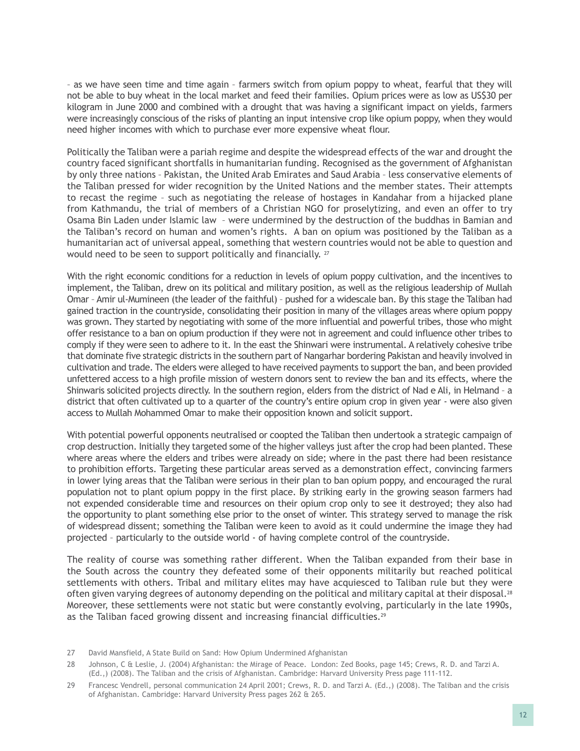– as we have seen time and time again – farmers switch from opium poppy to wheat, fearful that they will not be able to buy wheat in the local market and feed their families. Opium prices were as low as US$30 per kilogram in June 2000 and combined with a drought that was having a significant impact on yields, farmers were increasingly conscious of the risks of planting an input intensive crop like opium poppy, when they would need higher incomes with which to purchase ever more expensive wheat flour.

Politically the Taliban were a pariah regime and despite the widespread effects of the war and drought the country faced significant shortfalls in humanitarian funding. Recognised as the government of Afghanistan by only three nations – Pakistan, the United Arab Emirates and Saud Arabia – less conservative elements of the Taliban pressed for wider recognition by the United Nations and the member states. Their attempts to recast the regime – such as negotiating the release of hostages in Kandahar from a hijacked plane from Kathmandu, the trial of members of a Christian NGO for proselytizing, and even an offer to try Osama Bin Laden under Islamic law – were undermined by the destruction of the buddhas in Bamian and the Taliban's record on human and women's rights. A ban on opium was positioned by the Taliban as a humanitarian act of universal appeal, something that western countries would not be able to question and would need to be seen to support politically and financially. [27]

With the right economic conditions for a reduction in levels of opium poppy cultivation, and the incentives to implement, the Taliban, drew on its political and military position, as well as the religious leadership of Mullah Omar – Amir ul-Mumineen (the leader of the faithful) – pushed for a widescale ban. By this stage the Taliban had gained traction in the countryside, consolidating their position in many of the villages areas where opium poppy was grown. They started by negotiating with some of the more influential and powerful tribes, those who might offer resistance to a ban on opium production if they were not in agreement and could influence other tribes to comply if they were seen to adhere to it. In the east the Shinwari were instrumental. A relatively cohesive tribe that dominate five strategic districts in the southern part of Nangarhar bordering Pakistan and heavily involved in cultivation and trade. The elders were alleged to have received payments to support the ban, and been provided unfettered access to a high profile mission of western donors sent to review the ban and its effects, where the Shinwaris solicited projects directly. In the southern region, elders from the district of Nad e Ali, in Helmand – a district that often cultivated up to a quarter of the country's entire opium crop in given year - were also given access to Mullah Mohammed Omar to make their opposition known and solicit support.

With potential powerful opponents neutralised or coopted the Taliban then undertook a strategic campaign of crop destruction. Initially they targeted some of the higher valleys just after the crop had been planted. These where areas where the elders and tribes were already on side; where in the past there had been resistance to prohibition efforts. Targeting these particular areas served as a demonstration effect, convincing farmers in lower lying areas that the Taliban were serious in their plan to ban opium poppy, and encouraged the rural population not to plant opium poppy in the first place. By striking early in the growing season farmers had not expended considerable time and resources on their opium crop only to see it destroyed; they also had the opportunity to plant something else prior to the onset of winter. This strategy served to manage the risk of widespread dissent; something the Taliban were keen to avoid as it could undermine the image they had projected – particularly to the outside world - of having complete control of the countryside.

The reality of course was something rather different. When the Taliban expanded from their base in the South across the country they defeated some of their opponents militarily but reached political settlements with others. Tribal and military elites may have acquiesced to Taliban rule but they were often given varying degrees of autonomy depending on the political and military capital at their disposal.[28] Moreover, these settlements were not static but were constantly evolving, particularly in the late 1990s, as the Taliban faced growing dissent and increasing financial difficulties.[29]

27 David Mansfield, A State Build on Sand: How Opium Undermined Afghanistan

28 Johnson, C & Leslie, J. (2004) Afghanistan: the Mirage of Peace. London: Zed Books, page 145; Crews, R. D. and Tarzi A. (Ed.,) (2008). The Taliban and the crisis of Afghanistan. Cambridge: Harvard University Press page 111-112.

29 Francesc Vendrell, personal communication 24 April 2001; Crews, R. D. and Tarzi A. (Ed.,) (2008). The Taliban and the crisis of Afghanistan. Cambridge: Harvard University Press pages 262 & 265.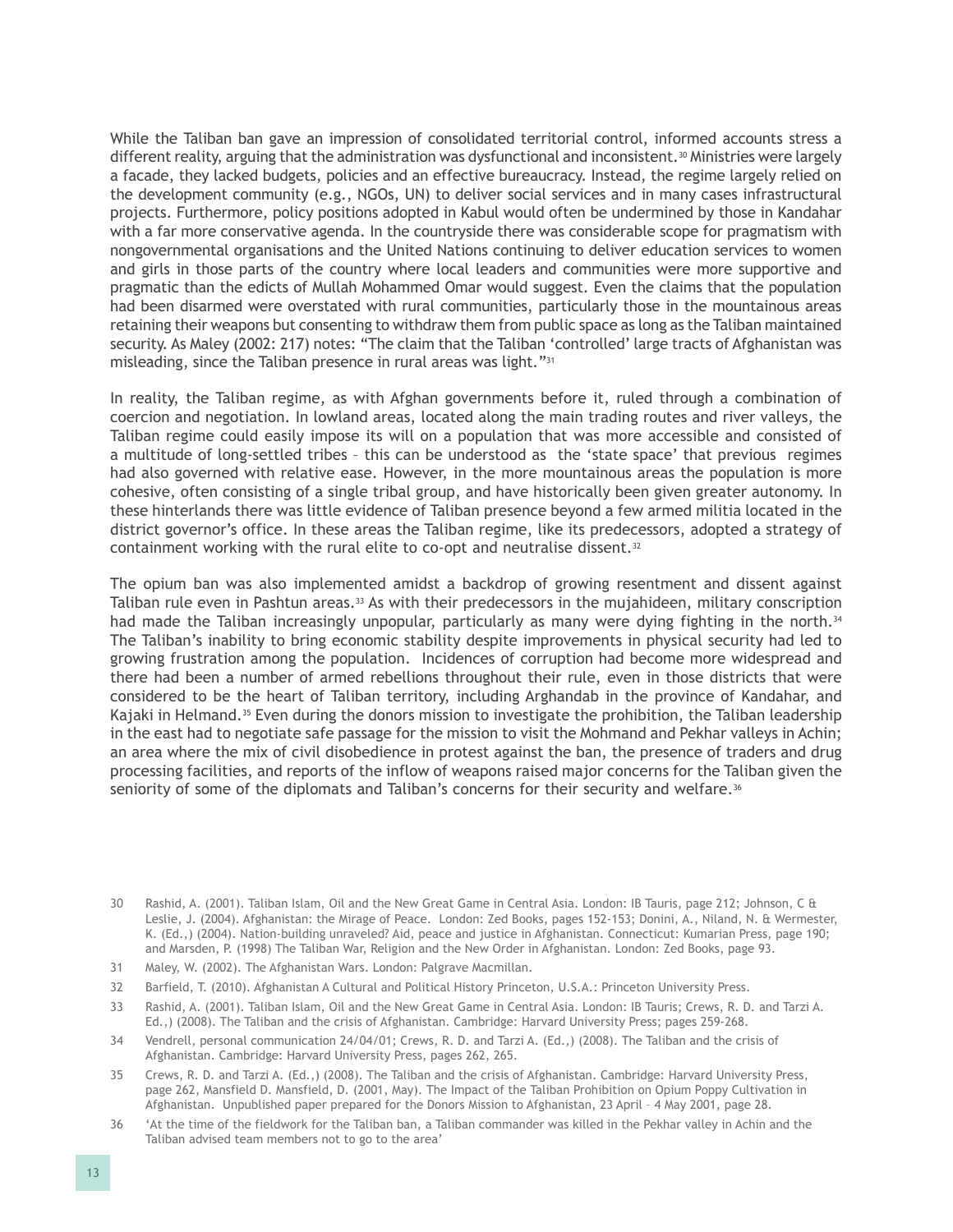While the Taliban ban gave an impression of consolidated territorial control, informed accounts stress a different reality, arguing that the administration was dysfunctional and inconsistent.[30] Ministries were largely a facade, they lacked budgets, policies and an effective bureaucracy. Instead, the regime largely relied on the development community (e.g., NGOs, UN) to deliver social services and in many cases infrastructural projects. Furthermore, policy positions adopted in Kabul would often be undermined by those in Kandahar with a far more conservative agenda. In the countryside there was considerable scope for pragmatism with nongovernmental organisations and the United Nations continuing to deliver education services to women and girls in those parts of the country where local leaders and communities were more supportive and pragmatic than the edicts of Mullah Mohammed Omar would suggest. Even the claims that the population had been disarmed were overstated with rural communities, particularly those in the mountainous areas retaining their weapons but consenting to withdraw them from public space as long as the Taliban maintained security. As Maley (2002: 217) notes: "The claim that the Taliban 'controlled' large tracts of Afghanistan was misleading, since the Taliban presence in rural areas was light."[31]

In reality, the Taliban regime, as with Afghan governments before it, ruled through a combination of coercion and negotiation. In lowland areas, located along the main trading routes and river valleys, the Taliban regime could easily impose its will on a population that was more accessible and consisted of a multitude of long-settled tribes – this can be understood as the 'state space' that previous regimes had also governed with relative ease. However, in the more mountainous areas the population is more cohesive, often consisting of a single tribal group, and have historically been given greater autonomy. In these hinterlands there was little evidence of Taliban presence beyond a few armed militia located in the district governor's office. In these areas the Taliban regime, like its predecessors, adopted a strategy of containment working with the rural elite to co-opt and neutralise dissent.[32]

The opium ban was also implemented amidst a backdrop of growing resentment and dissent against Taliban rule even in Pashtun areas.[33] As with their predecessors in the mujahideen, military conscription had made the Taliban increasingly unpopular, particularly as many were dying fighting in the north.[34] The Taliban's inability to bring economic stability despite improvements in physical security had led to growing frustration among the population. Incidences of corruption had become more widespread and there had been a number of armed rebellions throughout their rule, even in those districts that were considered to be the heart of Taliban territory, including Arghandab in the province of Kandahar, and Kajaki in Helmand.[35] Even during the donors mission to investigate the prohibition, the Taliban leadership in the east had to negotiate safe passage for the mission to visit the Mohmand and Pekhar valleys in Achin; an area where the mix of civil disobedience in protest against the ban, the presence of traders and drug processing facilities, and reports of the inflow of weapons raised major concerns for the Taliban given the seniority of some of the diplomats and Taliban's concerns for their security and welfare.[36]

30 Rashid, A. (2001). Taliban Islam, Oil and the New Great Game in Central Asia. London: IB Tauris, page 212; Johnson, C & Leslie, J. (2004). Afghanistan: the Mirage of Peace. London: Zed Books, pages 152-153; Donini, A., Niland, N. & Wermester, K. (Ed.,) (2004). Nation-building unraveled? Aid, peace and justice in Afghanistan. Connecticut: Kumarian Press, page 190; and Marsden, P. (1998) The Taliban War, Religion and the New Order in Afghanistan. London: Zed Books, page 93.

31 Maley, W. (2002). The Afghanistan Wars. London: Palgrave Macmillan.

32 Barfield, T. (2010). Afghanistan A Cultural and Political History Princeton, U.S.A.: Princeton University Press.

33 Rashid, A. (2001). Taliban Islam, Oil and the New Great Game in Central Asia. London: IB Tauris; Crews, R. D. and Tarzi A. Ed.,) (2008). The Taliban and the crisis of Afghanistan. Cambridge: Harvard University Press; pages 259-268.

34 Vendrell, personal communication 24/04/01; Crews, R. D. and Tarzi A. (Ed.,) (2008). The Taliban and the crisis of Afghanistan. Cambridge: Harvard University Press, pages 262, 265.

35 Crews, R. D. and Tarzi A. (Ed.,) (2008). The Taliban and the crisis of Afghanistan. Cambridge: Harvard University Press, page 262, Mansfield D. Mansfield, D. (2001, May). The Impact of the Taliban Prohibition on Opium Poppy Cultivation in Afghanistan. Unpublished paper prepared for the Donors Mission to Afghanistan, 23 April – 4 May 2001, page 28.

36 'At the time of the fieldwork for the Taliban ban, a Taliban commander was killed in the Pekhar valley in Achin and the Taliban advised team members not to go to the area'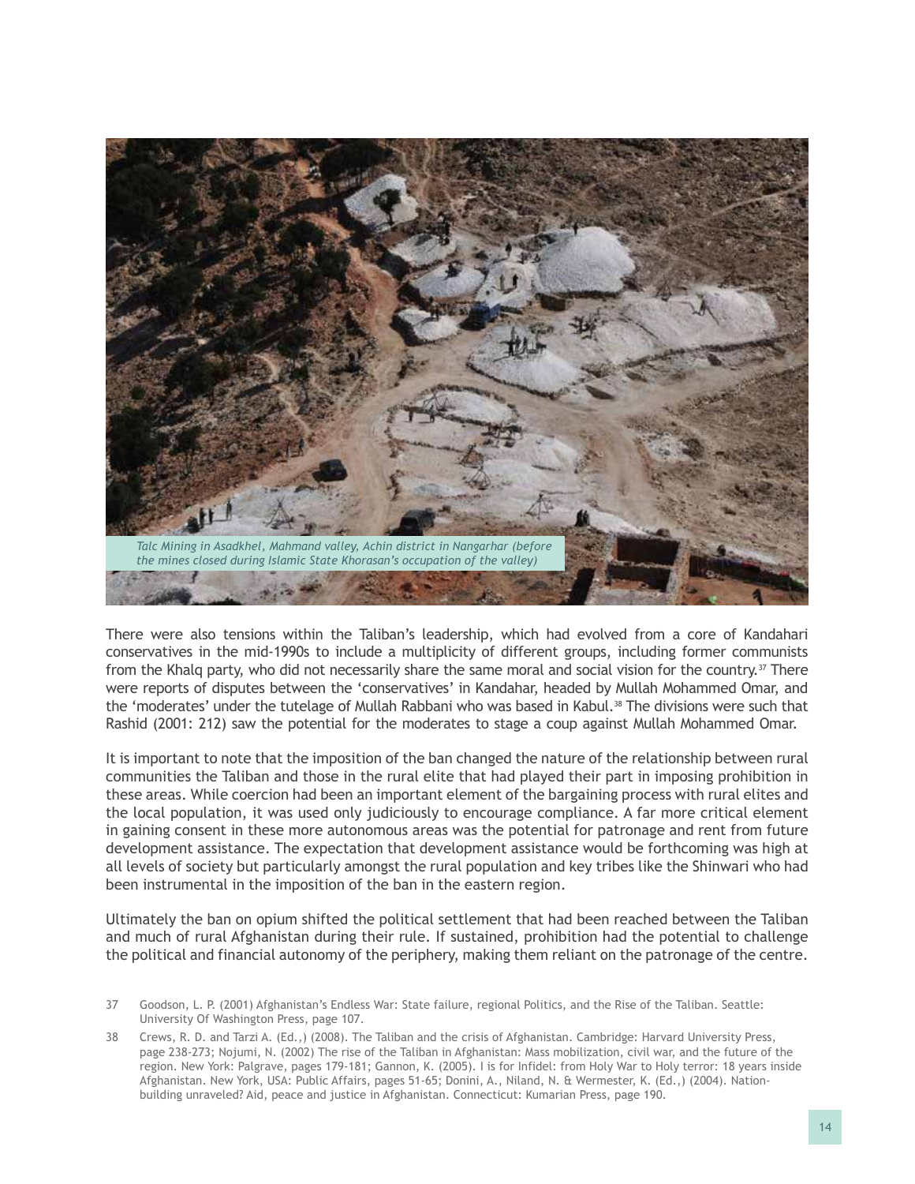*Talc Mining in Asadkhel, Mahmand valley, Achin district in Nangarhar (before the mines closed during Islamic State Khorasan's occupation of the valley)*

There were also tensions within the Taliban's leadership, which had evolved from a core of Kandahari conservatives in the mid-1990s to include a multiplicity of different groups, including former communists from the Khalq party, who did not necessarily share the same moral and social vision for the country.[37] There were reports of disputes between the 'conservatives' in Kandahar, headed by Mullah Mohammed Omar, and the 'moderates' under the tutelage of Mullah Rabbani who was based in Kabul.[38] The divisions were such that Rashid (2001: 212) saw the potential for the moderates to stage a coup against Mullah Mohammed Omar.

It is important to note that the imposition of the ban changed the nature of the relationship between rural communities the Taliban and those in the rural elite that had played their part in imposing prohibition in these areas. While coercion had been an important element of the bargaining process with rural elites and the local population, it was used only judiciously to encourage compliance. A far more critical element in gaining consent in these more autonomous areas was the potential for patronage and rent from future development assistance. The expectation that development assistance would be forthcoming was high at all levels of society but particularly amongst the rural population and key tribes like the Shinwari who had been instrumental in the imposition of the ban in the eastern region.

Ultimately the ban on opium shifted the political settlement that had been reached between the Taliban and much of rural Afghanistan during their rule. If sustained, prohibition had the potential to challenge the political and financial autonomy of the periphery, making them reliant on the patronage of the centre.

37 Goodson, L. P. (2001) Afghanistan's Endless War: State failure, regional Politics, and the Rise of the Taliban. Seattle: University Of Washington Press, page 107.

38 Crews, R. D. and Tarzi A. (Ed.,) (2008). The Taliban and the crisis of Afghanistan. Cambridge: Harvard University Press, page 238-273; Nojumi, N. (2002) The rise of the Taliban in Afghanistan: Mass mobilization, civil war, and the future of the region. New York: Palgrave, pages 179-181; Gannon, K. (2005). I is for Infidel: from Holy War to Holy terror: 18 years inside Afghanistan. New York, USA: Public Affairs, pages 51-65; Donini, A., Niland, N. & Wermester, K. (Ed.,) (2004). Nation-building unraveled? Aid, peace and justice in Afghanistan. Connecticut: Kumarian Press, page 190.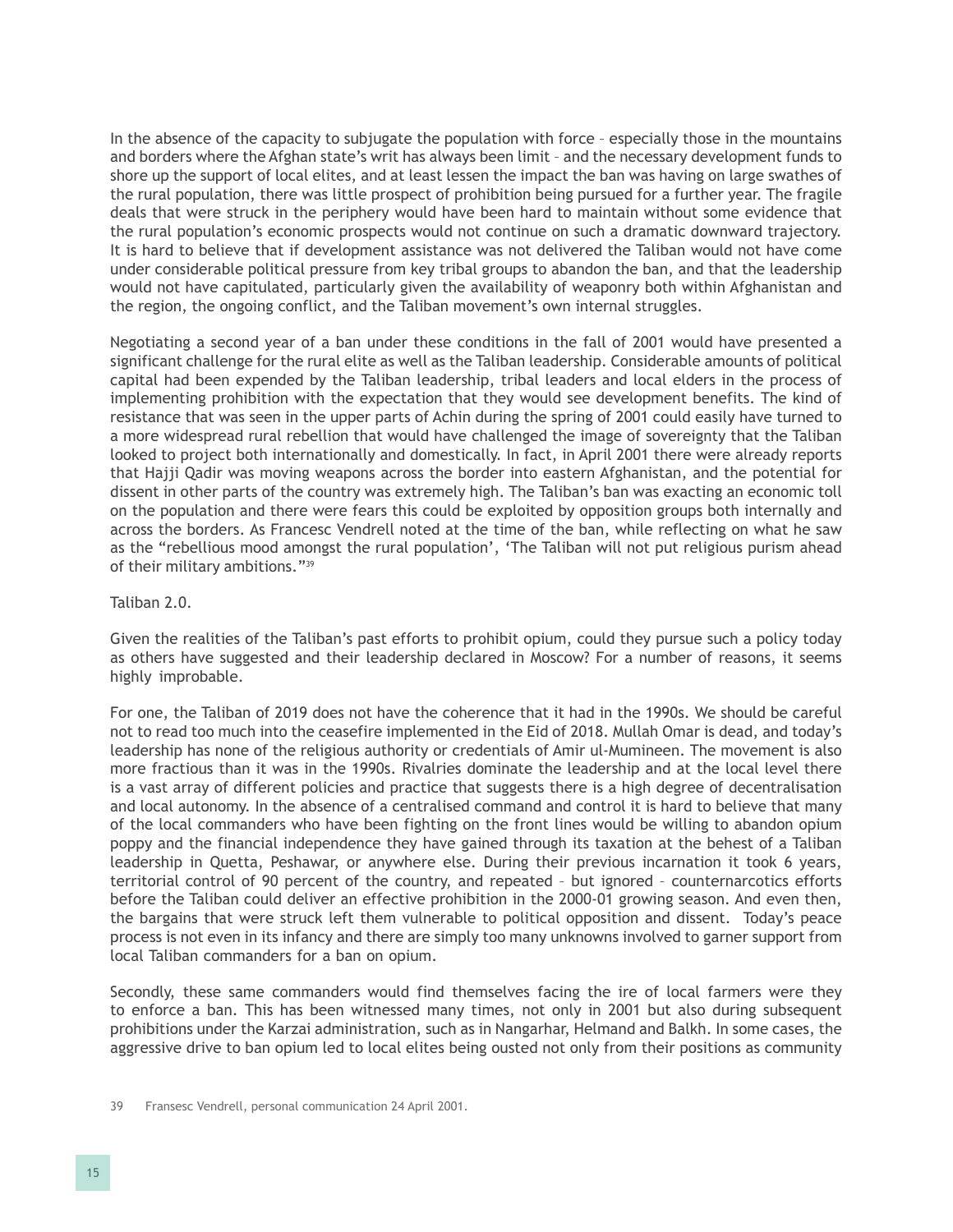In the absence of the capacity to subjugate the population with force – especially those in the mountains and borders where the Afghan state's writ has always been limit – and the necessary development funds to shore up the support of local elites, and at least lessen the impact the ban was having on large swathes of the rural population, there was little prospect of prohibition being pursued for a further year. The fragile deals that were struck in the periphery would have been hard to maintain without some evidence that the rural population's economic prospects would not continue on such a dramatic downward trajectory. It is hard to believe that if development assistance was not delivered the Taliban would not have come under considerable political pressure from key tribal groups to abandon the ban, and that the leadership would not have capitulated, particularly given the availability of weaponry both within Afghanistan and the region, the ongoing conflict, and the Taliban movement's own internal struggles.

Negotiating a second year of a ban under these conditions in the fall of 2001 would have presented a significant challenge for the rural elite as well as the Taliban leadership. Considerable amounts of political capital had been expended by the Taliban leadership, tribal leaders and local elders in the process of implementing prohibition with the expectation that they would see development benefits. The kind of resistance that was seen in the upper parts of Achin during the spring of 2001 could easily have turned to a more widespread rural rebellion that would have challenged the image of sovereignty that the Taliban looked to project both internationally and domestically. In fact, in April 2001 there were already reports that Hajji Qadir was moving weapons across the border into eastern Afghanistan, and the potential for dissent in other parts of the country was extremely high. The Taliban's ban was exacting an economic toll on the population and there were fears this could be exploited by opposition groups both internally and across the borders. As Francesc Vendrell noted at the time of the ban, while reflecting on what he saw as the "rebellious mood amongst the rural population', 'The Taliban will not put religious purism ahead of their military ambitions."[39]

Taliban 2.0.

Given the realities of the Taliban's past efforts to prohibit opium, could they pursue such a policy today as others have suggested and their leadership declared in Moscow? For a number of reasons, it seems highly improbable.

For one, the Taliban of 2019 does not have the coherence that it had in the 1990s. We should be careful not to read too much into the ceasefire implemented in the Eid of 2018. Mullah Omar is dead, and today's leadership has none of the religious authority or credentials of Amir ul-Mumineen. The movement is also more fractious than it was in the 1990s. Rivalries dominate the leadership and at the local level there is a vast array of different policies and practice that suggests there is a high degree of decentralisation and local autonomy. In the absence of a centralised command and control it is hard to believe that many of the local commanders who have been fighting on the front lines would be willing to abandon opium poppy and the financial independence they have gained through its taxation at the behest of a Taliban leadership in Quetta, Peshawar, or anywhere else. During their previous incarnation it took 6 years, territorial control of 90 percent of the country, and repeated – but ignored – counternarcotics efforts before the Taliban could deliver an effective prohibition in the 2000-01 growing season. And even then, the bargains that were struck left them vulnerable to political opposition and dissent. Today's peace process is not even in its infancy and there are simply too many unknowns involved to garner support from local Taliban commanders for a ban on opium.

Secondly, these same commanders would find themselves facing the ire of local farmers were they to enforce a ban. This has been witnessed many times, not only in 2001 but also during subsequent prohibitions under the Karzai administration, such as in Nangarhar, Helmand and Balkh. In some cases, the aggressive drive to ban opium led to local elites being ousted not only from their positions as community

39 Fransesc Vendrell, personal communication 24 April 2001.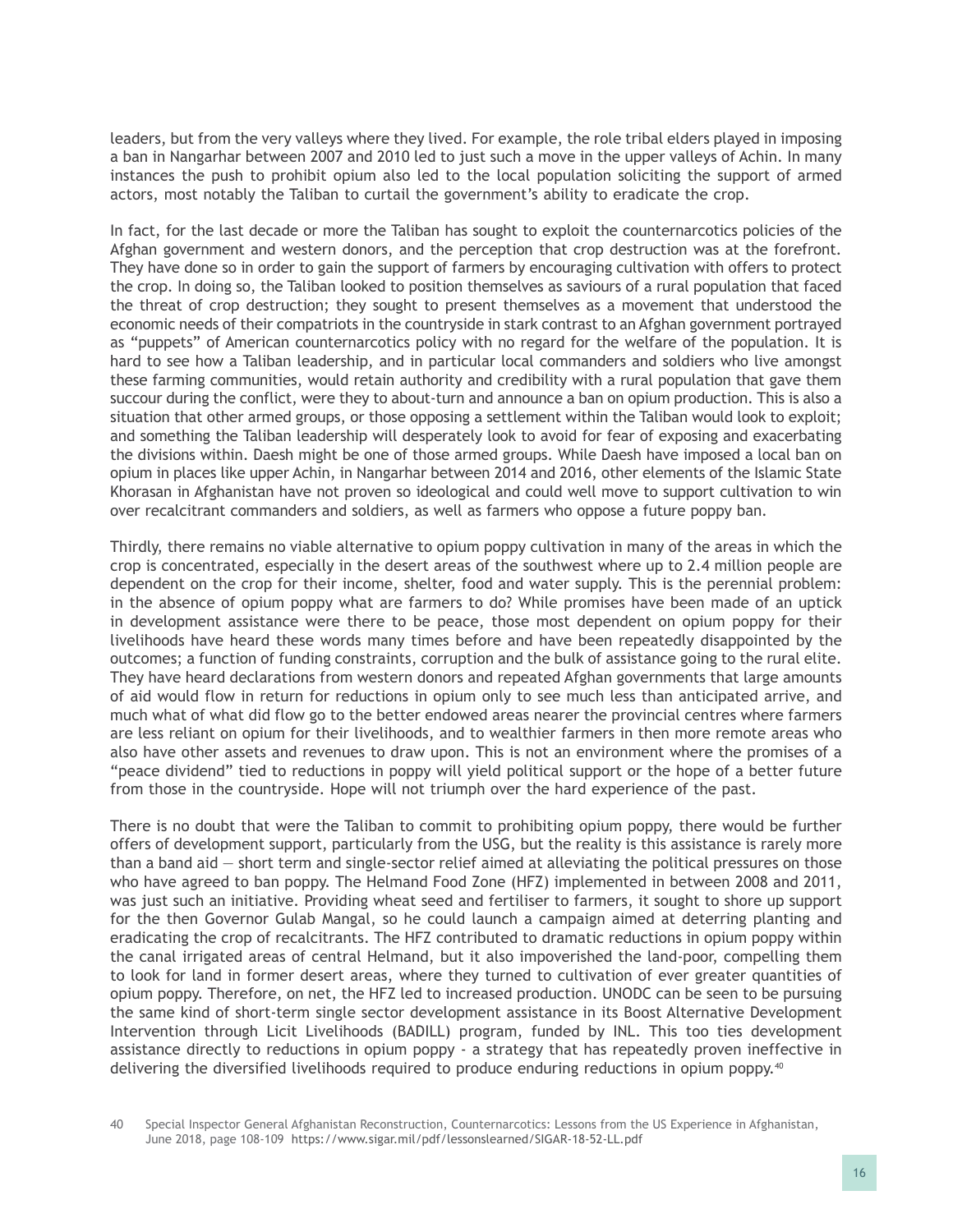leaders, but from the very valleys where they lived. For example, the role tribal elders played in imposing a ban in Nangarhar between 2007 and 2010 led to just such a move in the upper valleys of Achin. In many instances the push to prohibit opium also led to the local population soliciting the support of armed actors, most notably the Taliban to curtail the government's ability to eradicate the crop.

In fact, for the last decade or more the Taliban has sought to exploit the counternarcotics policies of the Afghan government and western donors, and the perception that crop destruction was at the forefront. They have done so in order to gain the support of farmers by encouraging cultivation with offers to protect the crop. In doing so, the Taliban looked to position themselves as saviours of a rural population that faced the threat of crop destruction; they sought to present themselves as a movement that understood the economic needs of their compatriots in the countryside in stark contrast to an Afghan government portrayed as "puppets" of American counternarcotics policy with no regard for the welfare of the population. It is hard to see how a Taliban leadership, and in particular local commanders and soldiers who live amongst these farming communities, would retain authority and credibility with a rural population that gave them succour during the conflict, were they to about-turn and announce a ban on opium production. This is also a situation that other armed groups, or those opposing a settlement within the Taliban would look to exploit; and something the Taliban leadership will desperately look to avoid for fear of exposing and exacerbating the divisions within. Daesh might be one of those armed groups. While Daesh have imposed a local ban on opium in places like upper Achin, in Nangarhar between 2014 and 2016, other elements of the Islamic State Khorasan in Afghanistan have not proven so ideological and could well move to support cultivation to win over recalcitrant commanders and soldiers, as well as farmers who oppose a future poppy ban.

Thirdly, there remains no viable alternative to opium poppy cultivation in many of the areas in which the crop is concentrated, especially in the desert areas of the southwest where up to 2.4 million people are dependent on the crop for their income, shelter, food and water supply. This is the perennial problem: in the absence of opium poppy what are farmers to do? While promises have been made of an uptick in development assistance were there to be peace, those most dependent on opium poppy for their livelihoods have heard these words many times before and have been repeatedly disappointed by the outcomes; a function of funding constraints, corruption and the bulk of assistance going to the rural elite. They have heard declarations from western donors and repeated Afghan governments that large amounts of aid would flow in return for reductions in opium only to see much less than anticipated arrive, and much what of what did flow go to the better endowed areas nearer the provincial centres where farmers are less reliant on opium for their livelihoods, and to wealthier farmers in then more remote areas who also have other assets and revenues to draw upon. This is not an environment where the promises of a "peace dividend" tied to reductions in poppy will yield political support or the hope of a better future from those in the countryside. Hope will not triumph over the hard experience of the past.

There is no doubt that were the Taliban to commit to prohibiting opium poppy, there would be further offers of development support, particularly from the USG, but the reality is this assistance is rarely more than a band aid — short term and single-sector relief aimed at alleviating the political pressures on those who have agreed to ban poppy. The Helmand Food Zone (HFZ) implemented in between 2008 and 2011, was just such an initiative. Providing wheat seed and fertiliser to farmers, it sought to shore up support for the then Governor Gulab Mangal, so he could launch a campaign aimed at deterring planting and eradicating the crop of recalcitrants. The HFZ contributed to dramatic reductions in opium poppy within the canal irrigated areas of central Helmand, but it also impoverished the land-poor, compelling them to look for land in former desert areas, where they turned to cultivation of ever greater quantities of opium poppy. Therefore, on net, the HFZ led to increased production. UNODC can be seen to be pursuing the same kind of short-term single sector development assistance in its Boost Alternative Development Intervention through Licit Livelihoods (BADILL) program, funded by INL. This too ties development assistance directly to reductions in opium poppy - a strategy that has repeatedly proven ineffective in delivering the diversified livelihoods required to produce enduring reductions in opium poppy.[40]

40 Special Inspector General Afghanistan Reconstruction, Counternarcotics: Lessons from the US Experience in Afghanistan, June 2018, page 108-109 https://www.sigar.mil/pdf/lessonslearned/SIGAR-18-52-LL.pdf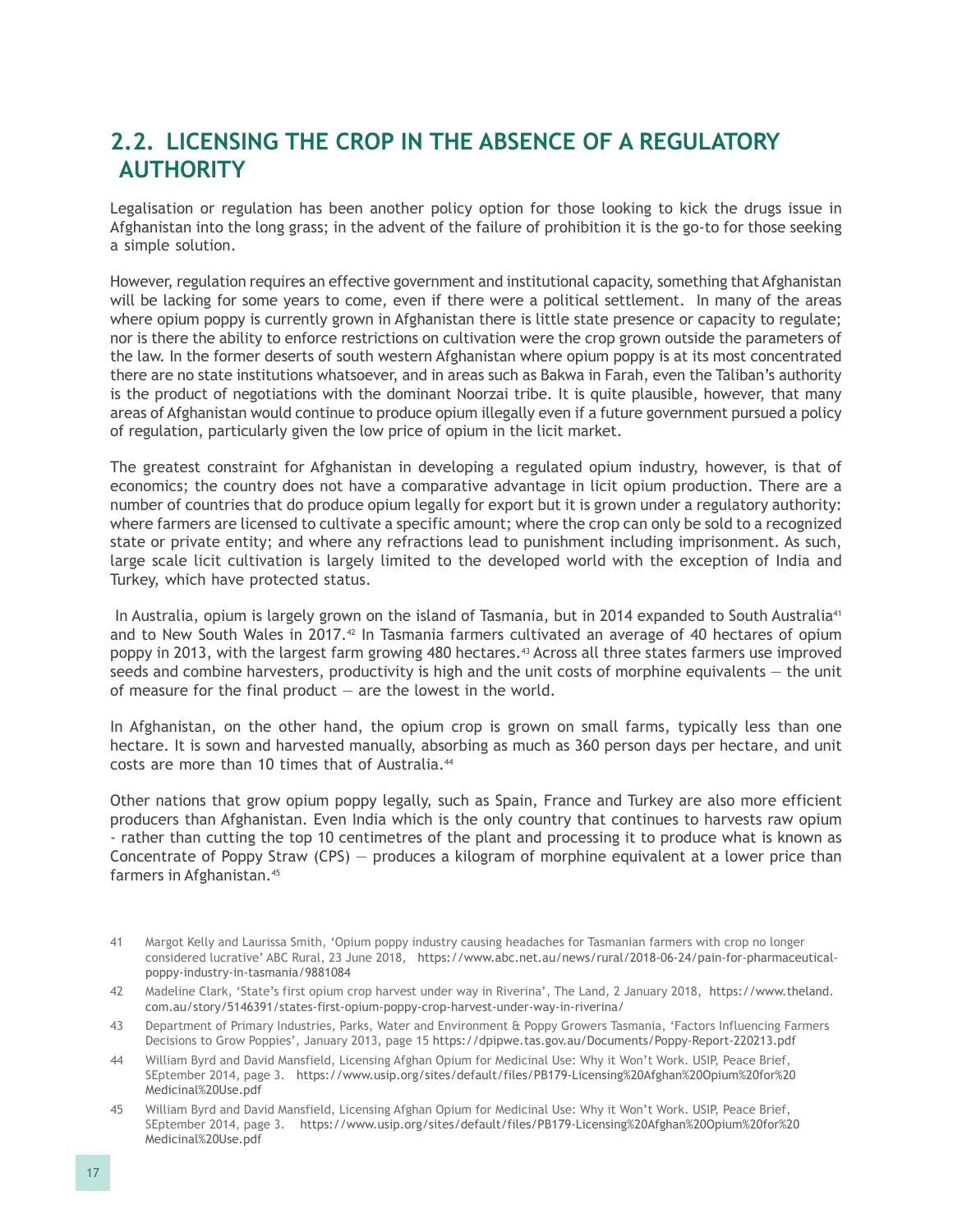## 2.2. LICENSING THE CROP IN THE ABSENCE OF A REGULATORY AUTHORITY

Legalisation or regulation has been another policy option for those looking to kick the drugs issue in Afghanistan into the long grass; in the advent of the failure of prohibition it is the go-to for those seeking a simple solution.

However, regulation requires an effective government and institutional capacity, something that Afghanistan will be lacking for some years to come, even if there were a political settlement. In many of the areas where opium poppy is currently grown in Afghanistan there is little state presence or capacity to regulate; nor is there the ability to enforce restrictions on cultivation were the crop grown outside the parameters of the law. In the former deserts of south western Afghanistan where opium poppy is at its most concentrated there are no state institutions whatsoever, and in areas such as Bakwa in Farah, even the Taliban's authority is the product of negotiations with the dominant Noorzai tribe. It is quite plausible, however, that many areas of Afghanistan would continue to produce opium illegally even if a future government pursued a policy of regulation, particularly given the low price of opium in the licit market.

The greatest constraint for Afghanistan in developing a regulated opium industry, however, is that of economics; the country does not have a comparative advantage in licit opium production. There are a number of countries that do produce opium legally for export but it is grown under a regulatory authority: where farmers are licensed to cultivate a specific amount; where the crop can only be sold to a recognized state or private entity; and where any refractions lead to punishment including imprisonment. As such, large scale licit cultivation is largely limited to the developed world with the exception of India and Turkey, which have protected status.

In Australia, opium is largely grown on the island of Tasmania, but in 2014 expanded to South Australia[41] and to New South Wales in 2017.[42] In Tasmania farmers cultivated an average of 40 hectares of opium poppy in 2013, with the largest farm growing 480 hectares.[43] Across all three states farmers use improved seeds and combine harvesters, productivity is high and the unit costs of morphine equivalents — the unit of measure for the final product — are the lowest in the world.

In Afghanistan, on the other hand, the opium crop is grown on small farms, typically less than one hectare. It is sown and harvested manually, absorbing as much as 360 person days per hectare, and unit costs are more than 10 times that of Australia.[44]

Other nations that grow opium poppy legally, such as Spain, France and Turkey are also more efficient producers than Afghanistan. Even India which is the only country that continues to harvests raw opium - rather than cutting the top 10 centimetres of the plant and processing it to produce what is known as Concentrate of Poppy Straw (CPS) — produces a kilogram of morphine equivalent at a lower price than farmers in Afghanistan.[45]

---

41 Margot Kelly and Laurissa Smith, 'Opium poppy industry causing headaches for Tasmanian farmers with crop no longer considered lucrative' ABC Rural, 23 June 2018, https://www.abc.net.au/news/rural/2018-06-24/pain-for-pharmaceutical-poppy-industry-in-tasmania/9881084

42 Madeline Clark, 'State's first opium crop harvest under way in Riverina', The Land, 2 January 2018, https://www.theland.com.au/story/5146391/states-first-opium-poppy-crop-harvest-under-way-in-riverina/

43 Department of Primary Industries, Parks, Water and Environment & Poppy Growers Tasmania, 'Factors Influencing Farmers Decisions to Grow Poppies', January 2013, page 15 https://dpipwe.tas.gov.au/Documents/Poppy-Report-220213.pdf

44 William Byrd and David Mansfield, Licensing Afghan Opium for Medicinal Use: Why it Won't Work. USIP, Peace Brief, SEptember 2014, page 3. https://www.usip.org/sites/default/files/PB179-Licensing%20Afghan%20Opium%20for%20Medicinal%20Use.pdf

45 William Byrd and David Mansfield, Licensing Afghan Opium for Medicinal Use: Why it Won't Work. USIP, Peace Brief, SEptember 2014, page 3. https://www.usip.org/sites/default/files/PB179-Licensing%20Afghan%20Opium%20for%20Medicinal%20Use.pdf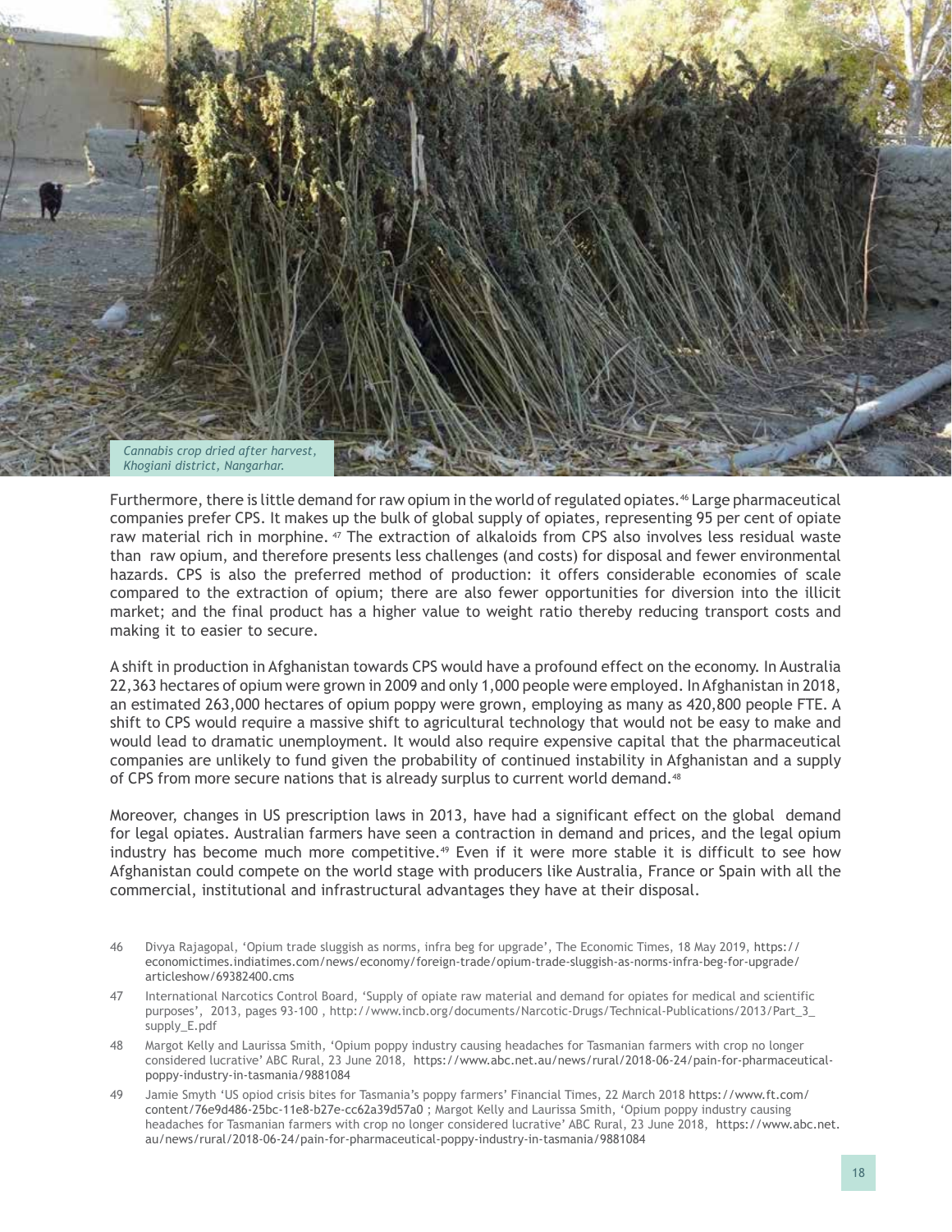*Cannabis crop dried after harvest, Khogiani district, Nangarhar.*

Furthermore, there is little demand for raw opium in the world of regulated opiates.[46] Large pharmaceutical companies prefer CPS. It makes up the bulk of global supply of opiates, representing 95 per cent of opiate raw material rich in morphine. [47] The extraction of alkaloids from CPS also involves less residual waste than raw opium, and therefore presents less challenges (and costs) for disposal and fewer environmental hazards. CPS is also the preferred method of production: it offers considerable economies of scale compared to the extraction of opium; there are also fewer opportunities for diversion into the illicit market; and the final product has a higher value to weight ratio thereby reducing transport costs and making it to easier to secure.

A shift in production in Afghanistan towards CPS would have a profound effect on the economy. In Australia 22,363 hectares of opium were grown in 2009 and only 1,000 people were employed. In Afghanistan in 2018, an estimated 263,000 hectares of opium poppy were grown, employing as many as 420,800 people FTE. A shift to CPS would require a massive shift to agricultural technology that would not be easy to make and would lead to dramatic unemployment. It would also require expensive capital that the pharmaceutical companies are unlikely to fund given the probability of continued instability in Afghanistan and a supply of CPS from more secure nations that is already surplus to current world demand.[48]

Moreover, changes in US prescription laws in 2013, have had a significant effect on the global demand for legal opiates. Australian farmers have seen a contraction in demand and prices, and the legal opium industry has become much more competitive.[49] Even if it were more stable it is difficult to see how Afghanistan could compete on the world stage with producers like Australia, France or Spain with all the commercial, institutional and infrastructural advantages they have at their disposal.

46 Divya Rajagopal, 'Opium trade sluggish as norms, infra beg for upgrade', The Economic Times, 18 May 2019, https://economictimes.indiatimes.com/news/economy/foreign-trade/opium-trade-sluggish-as-norms-infra-beg-for-upgrade/articleshow/69382400.cms

47 International Narcotics Control Board, 'Supply of opiate raw material and demand for opiates for medical and scientific purposes', 2013, pages 93-100 , http://www.incb.org/documents/Narcotic-Drugs/Technical-Publications/2013/Part_3_supply_E.pdf

48 Margot Kelly and Laurissa Smith, 'Opium poppy industry causing headaches for Tasmanian farmers with crop no longer considered lucrative' ABC Rural, 23 June 2018, https://www.abc.net.au/news/rural/2018-06-24/pain-for-pharmaceutical-poppy-industry-in-tasmania/9881084

49 Jamie Smyth 'US opiod crisis bites for Tasmania's poppy farmers' Financial Times, 22 March 2018 https://www.ft.com/content/76e9d486-25bc-11e8-b27e-cc62a39d57a0 ; Margot Kelly and Laurissa Smith, 'Opium poppy industry causing headaches for Tasmanian farmers with crop no longer considered lucrative' ABC Rural, 23 June 2018, https://www.abc.net.au/news/rural/2018-06-24/pain-for-pharmaceutical-poppy-industry-in-tasmania/9881084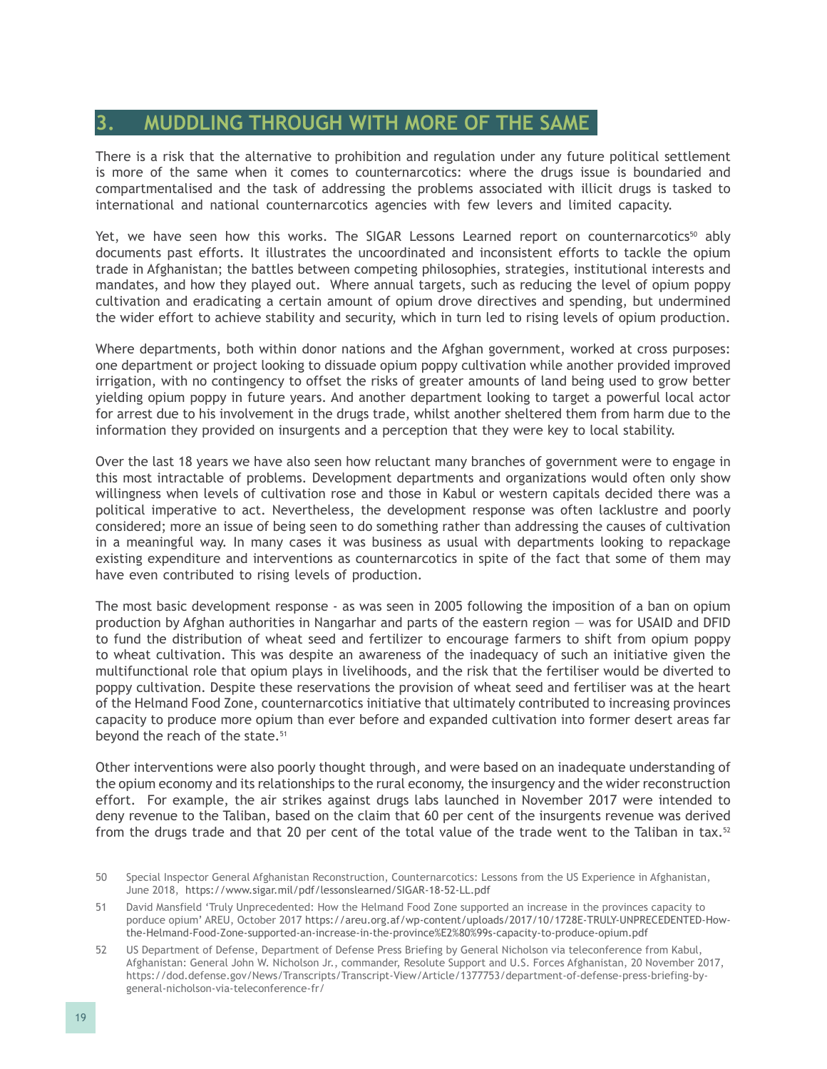## 3. MUDDLING THROUGH WITH MORE OF THE SAME

There is a risk that the alternative to prohibition and regulation under any future political settlement is more of the same when it comes to counternarcotics: where the drugs issue is boundaried and compartmentalised and the task of addressing the problems associated with illicit drugs is tasked to international and national counternarcotics agencies with few levers and limited capacity.

Yet, we have seen how this works. The SIGAR Lessons Learned report on counternarcotics[50] ably documents past efforts. It illustrates the uncoordinated and inconsistent efforts to tackle the opium trade in Afghanistan; the battles between competing philosophies, strategies, institutional interests and mandates, and how they played out. Where annual targets, such as reducing the level of opium poppy cultivation and eradicating a certain amount of opium drove directives and spending, but undermined the wider effort to achieve stability and security, which in turn led to rising levels of opium production.

Where departments, both within donor nations and the Afghan government, worked at cross purposes: one department or project looking to dissuade opium poppy cultivation while another provided improved irrigation, with no contingency to offset the risks of greater amounts of land being used to grow better yielding opium poppy in future years. And another department looking to target a powerful local actor for arrest due to his involvement in the drugs trade, whilst another sheltered them from harm due to the information they provided on insurgents and a perception that they were key to local stability.

Over the last 18 years we have also seen how reluctant many branches of government were to engage in this most intractable of problems. Development departments and organizations would often only show willingness when levels of cultivation rose and those in Kabul or western capitals decided there was a political imperative to act. Nevertheless, the development response was often lacklustre and poorly considered; more an issue of being seen to do something rather than addressing the causes of cultivation in a meaningful way. In many cases it was business as usual with departments looking to repackage existing expenditure and interventions as counternarcotics in spite of the fact that some of them may have even contributed to rising levels of production.

The most basic development response - as was seen in 2005 following the imposition of a ban on opium production by Afghan authorities in Nangarhar and parts of the eastern region — was for USAID and DFID to fund the distribution of wheat seed and fertilizer to encourage farmers to shift from opium poppy to wheat cultivation. This was despite an awareness of the inadequacy of such an initiative given the multifunctional role that opium plays in livelihoods, and the risk that the fertiliser would be diverted to poppy cultivation. Despite these reservations the provision of wheat seed and fertiliser was at the heart of the Helmand Food Zone, counternarcotics initiative that ultimately contributed to increasing provinces capacity to produce more opium than ever before and expanded cultivation into former desert areas far beyond the reach of the state.[51]

Other interventions were also poorly thought through, and were based on an inadequate understanding of the opium economy and its relationships to the rural economy, the insurgency and the wider reconstruction effort. For example, the air strikes against drugs labs launched in November 2017 were intended to deny revenue to the Taliban, based on the claim that 60 per cent of the insurgents revenue was derived from the drugs trade and that 20 per cent of the total value of the trade went to the Taliban in tax.[52]

50 Special Inspector General Afghanistan Reconstruction, Counternarcotics: Lessons from the US Experience in Afghanistan, June 2018, https://www.sigar.mil/pdf/lessonslearned/SIGAR-18-52-LL.pdf

51 David Mansfield 'Truly Unprecedented: How the Helmand Food Zone supported an increase in the provinces capacity to porduce opium' AREU, October 2017 https://areu.org.af/wp-content/uploads/2017/10/1728E-TRULY-UNPRECEDENTED-How-the-Helmand-Food-Zone-supported-an-increase-in-the-province%E2%80%99s-capacity-to-produce-opium.pdf

52 US Department of Defense, Department of Defense Press Briefing by General Nicholson via teleconference from Kabul, Afghanistan: General John W. Nicholson Jr., commander, Resolute Support and U.S. Forces Afghanistan, 20 November 2017, https://dod.defense.gov/News/Transcripts/Transcript-View/Article/1377753/department-of-defense-press-briefing-by-general-nicholson-via-teleconference-fr/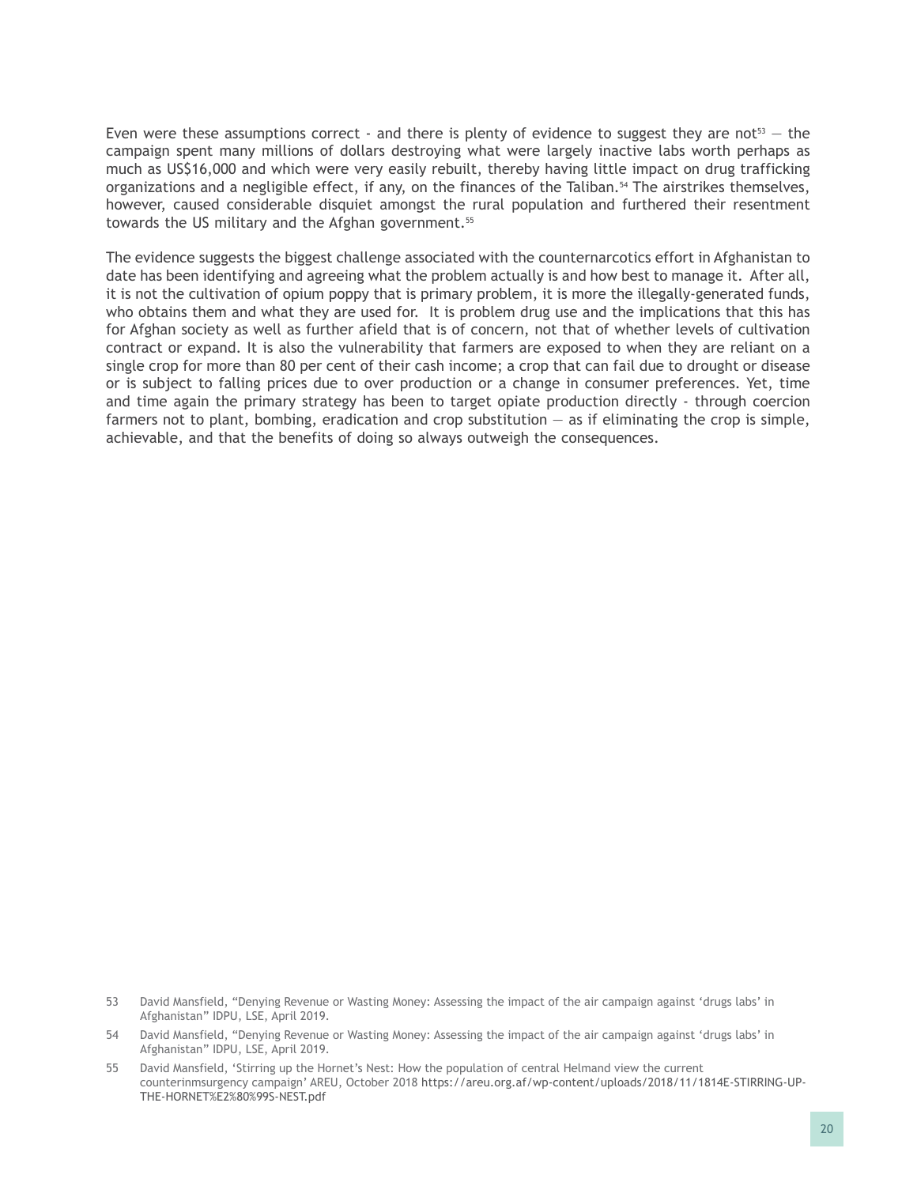Even were these assumptions correct - and there is plenty of evidence to suggest they are not[53] — the campaign spent many millions of dollars destroying what were largely inactive labs worth perhaps as much as US$16,000 and which were very easily rebuilt, thereby having little impact on drug trafficking organizations and a negligible effect, if any, on the finances of the Taliban.[54] The airstrikes themselves, however, caused considerable disquiet amongst the rural population and furthered their resentment towards the US military and the Afghan government.[55]

The evidence suggests the biggest challenge associated with the counternarcotics effort in Afghanistan to date has been identifying and agreeing what the problem actually is and how best to manage it. After all, it is not the cultivation of opium poppy that is primary problem, it is more the illegally-generated funds, who obtains them and what they are used for. It is problem drug use and the implications that this has for Afghan society as well as further afield that is of concern, not that of whether levels of cultivation contract or expand. It is also the vulnerability that farmers are exposed to when they are reliant on a single crop for more than 80 per cent of their cash income; a crop that can fail due to drought or disease or is subject to falling prices due to over production or a change in consumer preferences. Yet, time and time again the primary strategy has been to target opiate production directly - through coercion farmers not to plant, bombing, eradication and crop substitution — as if eliminating the crop is simple, achievable, and that the benefits of doing so always outweigh the consequences.

53 David Mansfield, "Denying Revenue or Wasting Money: Assessing the impact of the air campaign against 'drugs labs' in Afghanistan" IDPU, LSE, April 2019.

54 David Mansfield, "Denying Revenue or Wasting Money: Assessing the impact of the air campaign against 'drugs labs' in Afghanistan" IDPU, LSE, April 2019.

55 David Mansfield, 'Stirring up the Hornet's Nest: How the population of central Helmand view the current counterinmsurgency campaign' AREU, October 2018 https://areu.org.af/wp-content/uploads/2018/11/1814E-STIRRING-UP-THE-HORNET%E2%80%99S-NEST.pdf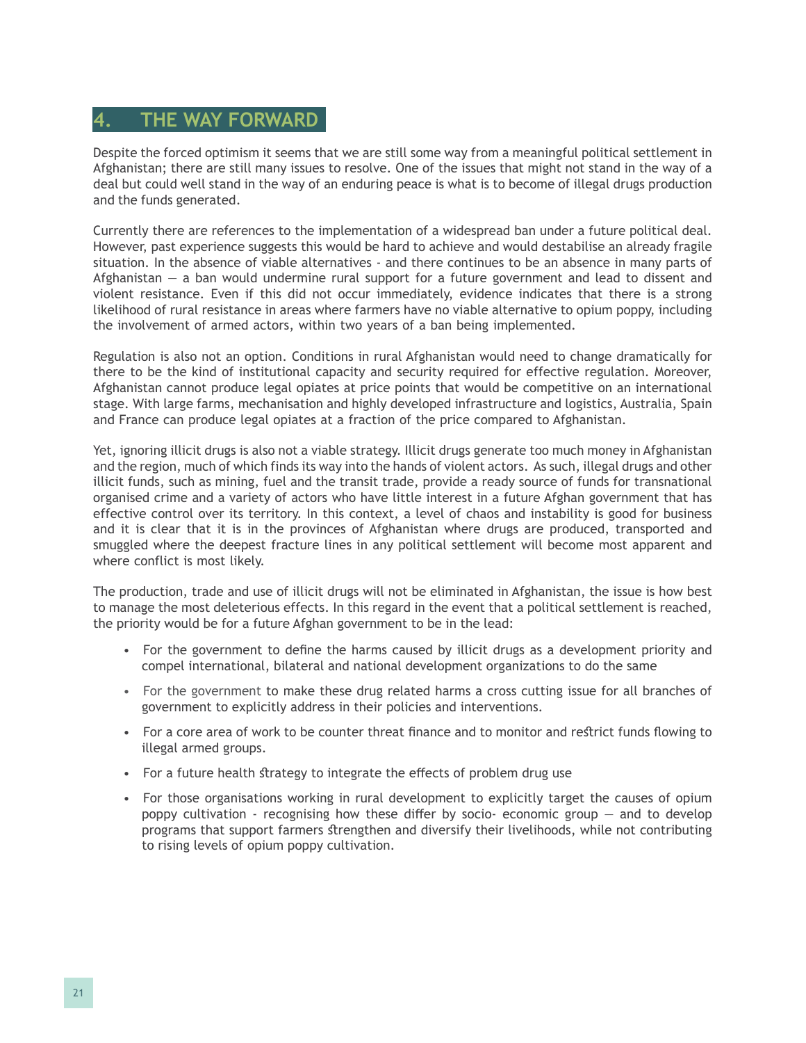# 4. THE WAY FORWARD

Despite the forced optimism it seems that we are still some way from a meaningful political settlement in Afghanistan; there are still many issues to resolve. One of the issues that might not stand in the way of a deal but could well stand in the way of an enduring peace is what is to become of illegal drugs production and the funds generated.

Currently there are references to the implementation of a widespread ban under a future political deal. However, past experience suggests this would be hard to achieve and would destabilise an already fragile situation. In the absence of viable alternatives - and there continues to be an absence in many parts of Afghanistan — a ban would undermine rural support for a future government and lead to dissent and violent resistance. Even if this did not occur immediately, evidence indicates that there is a strong likelihood of rural resistance in areas where farmers have no viable alternative to opium poppy, including the involvement of armed actors, within two years of a ban being implemented.

Regulation is also not an option. Conditions in rural Afghanistan would need to change dramatically for there to be the kind of institutional capacity and security required for effective regulation. Moreover, Afghanistan cannot produce legal opiates at price points that would be competitive on an international stage. With large farms, mechanisation and highly developed infrastructure and logistics, Australia, Spain and France can produce legal opiates at a fraction of the price compared to Afghanistan.

Yet, ignoring illicit drugs is also not a viable strategy. Illicit drugs generate too much money in Afghanistan and the region, much of which finds its way into the hands of violent actors. As such, illegal drugs and other illicit funds, such as mining, fuel and the transit trade, provide a ready source of funds for transnational organised crime and a variety of actors who have little interest in a future Afghan government that has effective control over its territory. In this context, a level of chaos and instability is good for business and it is clear that it is in the provinces of Afghanistan where drugs are produced, transported and smuggled where the deepest fracture lines in any political settlement will become most apparent and where conflict is most likely.

The production, trade and use of illicit drugs will not be eliminated in Afghanistan, the issue is how best to manage the most deleterious effects. In this regard in the event that a political settlement is reached, the priority would be for a future Afghan government to be in the lead:

- For the government to define the harms caused by illicit drugs as a development priority and compel international, bilateral and national development organizations to do the same
- For the government to make these drug related harms a cross cutting issue for all branches of government to explicitly address in their policies and interventions.
- For a core area of work to be counter threat finance and to monitor and restrict funds flowing to illegal armed groups.
- For a future health strategy to integrate the effects of problem drug use
- For those organisations working in rural development to explicitly target the causes of opium poppy cultivation - recognising how these differ by socio- economic group — and to develop programs that support farmers strengthen and diversify their livelihoods, while not contributing to rising levels of opium poppy cultivation.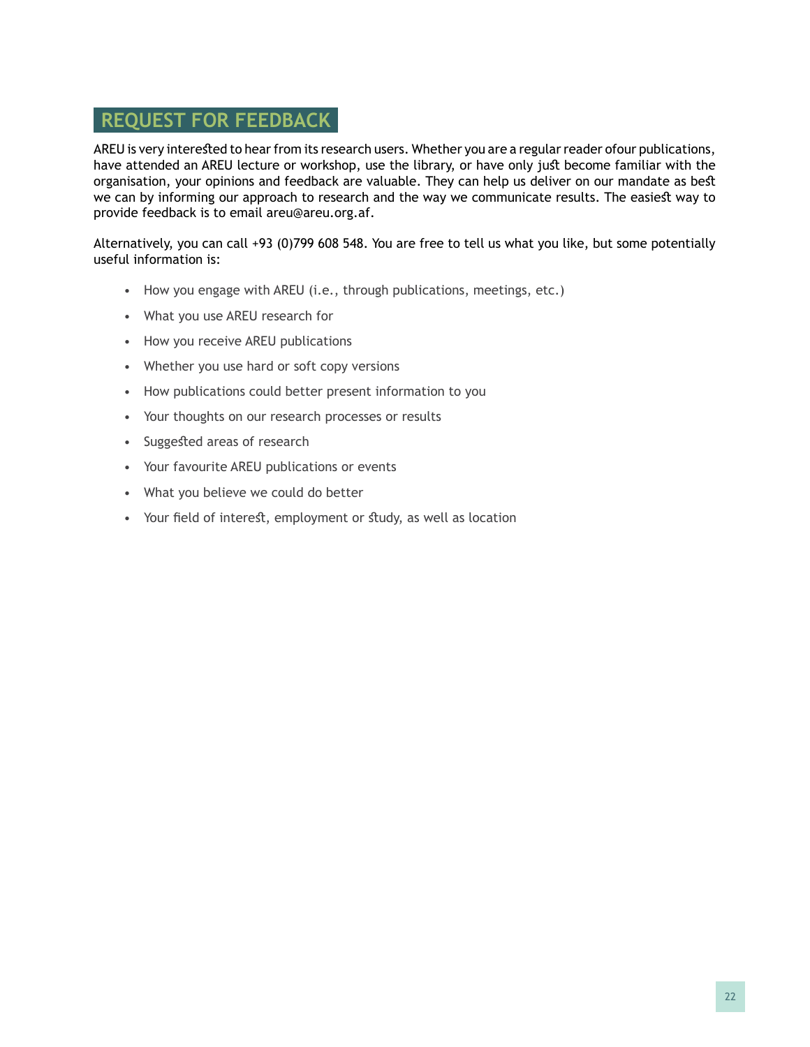## REQUEST FOR FEEDBACK

AREU is very interested to hear from its research users. Whether you are a regular reader ofour publications, have attended an AREU lecture or workshop, use the library, or have only just become familiar with the organisation, your opinions and feedback are valuable. They can help us deliver on our mandate as best we can by informing our approach to research and the way we communicate results. The easiest way to provide feedback is to email areu@areu.org.af.

Alternatively, you can call +93 (0)799 608 548. You are free to tell us what you like, but some potentially useful information is:

- How you engage with AREU (i.e., through publications, meetings, etc.)
- What you use AREU research for
- How you receive AREU publications
- Whether you use hard or soft copy versions
- How publications could better present information to you
- Your thoughts on our research processes or results
- Suggested areas of research
- Your favourite AREU publications or events
- What you believe we could do better
- Your field of interest, employment or study, as well as location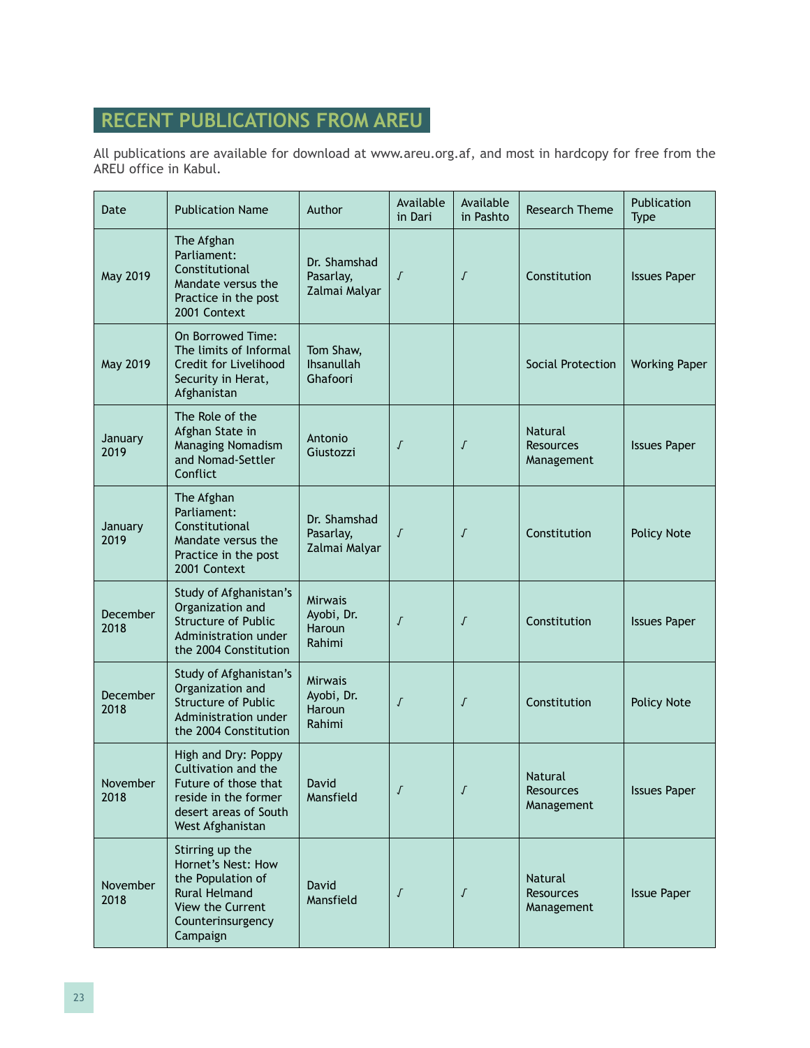# RECENT PUBLICATIONS FROM AREU

All publications are available for download at www.areu.org.af, and most in hardcopy for free from the AREU office in Kabul.

| Date | Publication Name | Author | Available in Dari | Available in Pashto | Research Theme | Publication Type |
|---|---|---|---|---|---|---|
| May 2019 | The Afghan Parliament: Constitutional Mandate versus the Practice in the post 2001 Context | Dr. Shamshad Pasarlay, Zalmai Malyar | ʃ | ʃ | Constitution | Issues Paper |
| May 2019 | On Borrowed Time: The limits of Informal Credit for Livelihood Security in Herat, Afghanistan | Tom Shaw, Ihsanullah Ghafoori | | | Social Protection | Working Paper |
| January 2019 | The Role of the Afghan State in Managing Nomadism and Nomad-Settler Conflict | Antonio Giustozzi | ʃ | ʃ | Natural Resources Management | Issues Paper |
| January 2019 | The Afghan Parliament: Constitutional Mandate versus the Practice in the post 2001 Context | Dr. Shamshad Pasarlay, Zalmai Malyar | ʃ | ʃ | Constitution | Policy Note |
| December 2018 | Study of Afghanistan's Organization and Structure of Public Administration under the 2004 Constitution | Mirwais Ayobi, Dr. Haroun Rahimi | ʃ | ʃ | Constitution | Issues Paper |
| December 2018 | Study of Afghanistan's Organization and Structure of Public Administration under the 2004 Constitution | Mirwais Ayobi, Dr. Haroun Rahimi | ʃ | ʃ | Constitution | Policy Note |
| November 2018 | High and Dry: Poppy Cultivation and the Future of those that reside in the former desert areas of South West Afghanistan | David Mansfield | ʃ | ʃ | Natural Resources Management | Issues Paper |
| November 2018 | Stirring up the Hornet's Nest: How the Population of Rural Helmand View the Current Counterinsurgency Campaign | David Mansfield | ʃ | ʃ | Natural Resources Management | Issue Paper |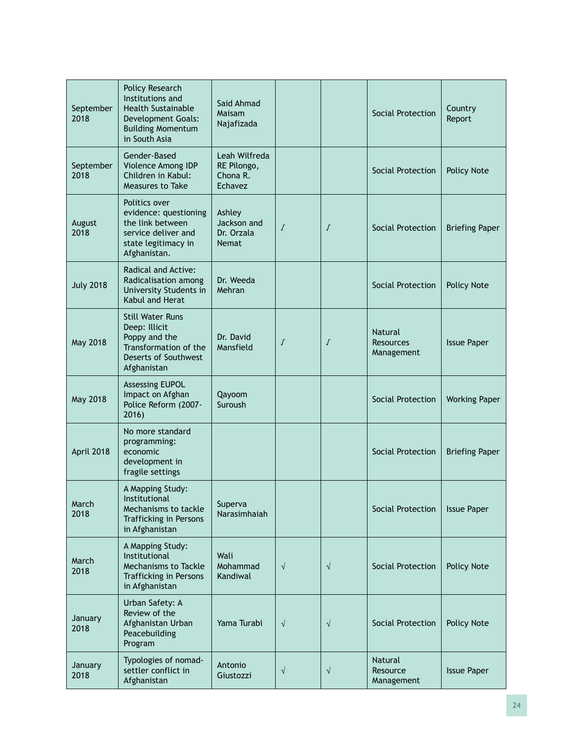| | | | | | | |
|---|---|---|---|---|---|---|
| September 2018 | Policy Research Institutions and Health Sustainable Development Goals: Building Momentum in South Asia | Said Ahmad Maisam Najafizada | | | Social Protection | Country Report |
| September 2018 | Gender-Based Violence Among IDP Children in Kabul: Measures to Take | Leah Wilfreda RE Pilongo, Chona R. Echavez | | | Social Protection | Policy Note |
| August 2018 | Politics over evidence: questioning the link between service deliver and state legitimacy in Afghanistan. | Ashley Jackson and Dr. Orzala Nemat | √ | √ | Social Protection | Briefing Paper |
| July 2018 | Radical and Active: Radicalisation among University Students in Kabul and Herat | Dr. Weeda Mehran | | | Social Protection | Policy Note |
| May 2018 | Still Water Runs Deep: Illicit Poppy and the Transformation of the Deserts of Southwest Afghanistan | Dr. David Mansfield | √ | √ | Natural Resources Management | Issue Paper |
| May 2018 | Assessing EUPOL Impact on Afghan Police Reform (2007-2016) | Qayoom Suroush | | | Social Protection | Working Paper |
| April 2018 | No more standard programming: economic development in fragile settings | | | | Social Protection | Briefing Paper |
| March 2018 | A Mapping Study: Institutional Mechanisms to tackle Trafficking in Persons in Afghanistan | Superva Narasimhaiah | | | Social Protection | Issue Paper |
| March 2018 | A Mapping Study: Institutional Mechanisms to Tackle Trafficking in Persons in Afghanistan | Wali Mohammad Kandiwal | √ | √ | Social Protection | Policy Note |
| January 2018 | Urban Safety: A Review of the Afghanistan Urban Peacebuilding Program | Yama Turabi | √ | √ | Social Protection | Policy Note |
| January 2018 | Typologies of nomad-settler conflict in Afghanistan | Antonio Giustozzi | √ | √ | Natural Resource Management | Issue Paper |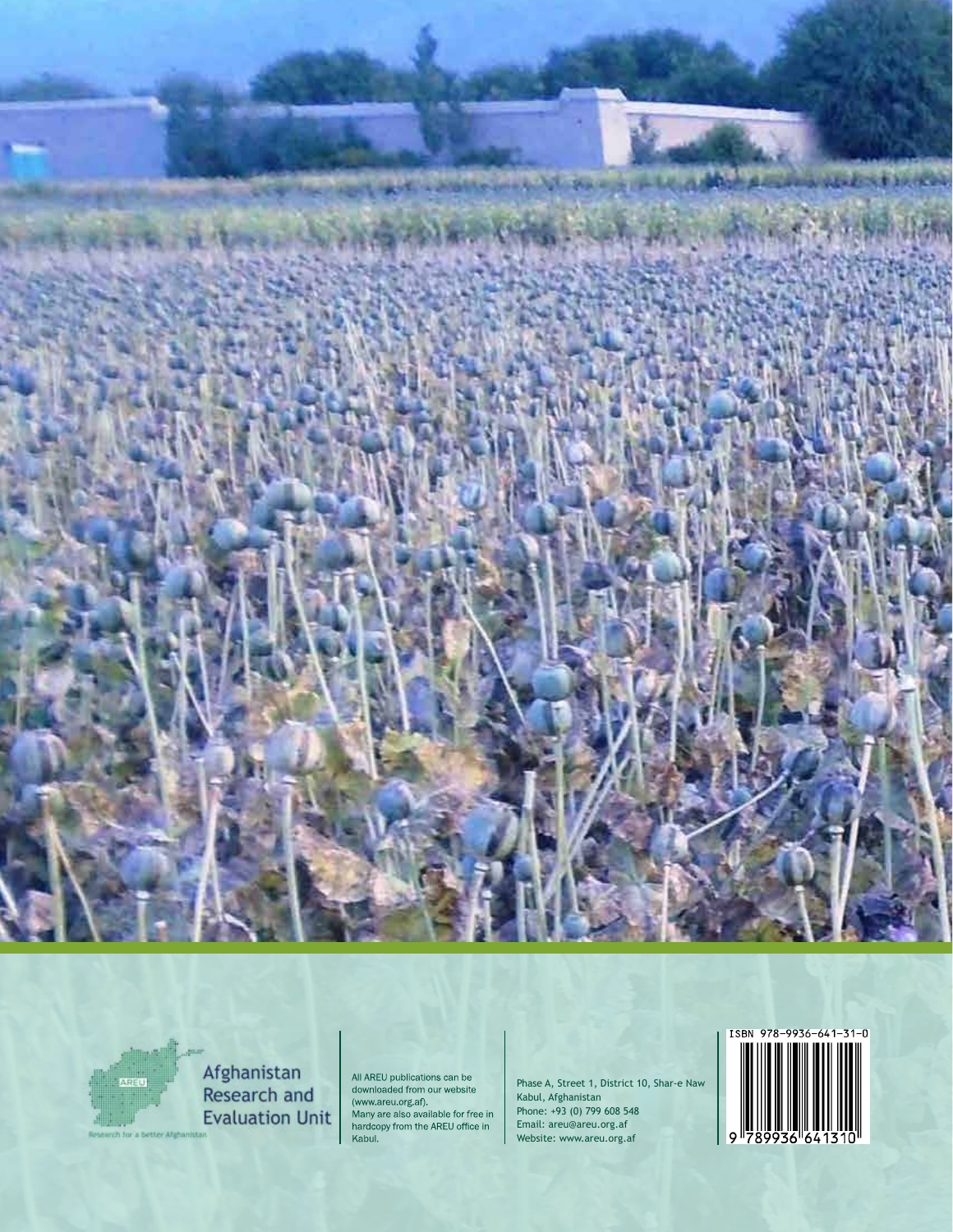Afghanistan Research and Evaluation Unit

Research for a better Afghanistan

All AREU publications can be downloaded from our website (www.areu.org.af).
Many are also available for free in hardcopy from the AREU office in Kabul.

Phase A, Street 1, District 10, Shar-e Naw
Kabul, Afghanistan
Phone: +93 (0) 799 608 548
Email: areu@areu.org.af
Website: www.areu.org.af

ISBN 978-9936-641-31-0